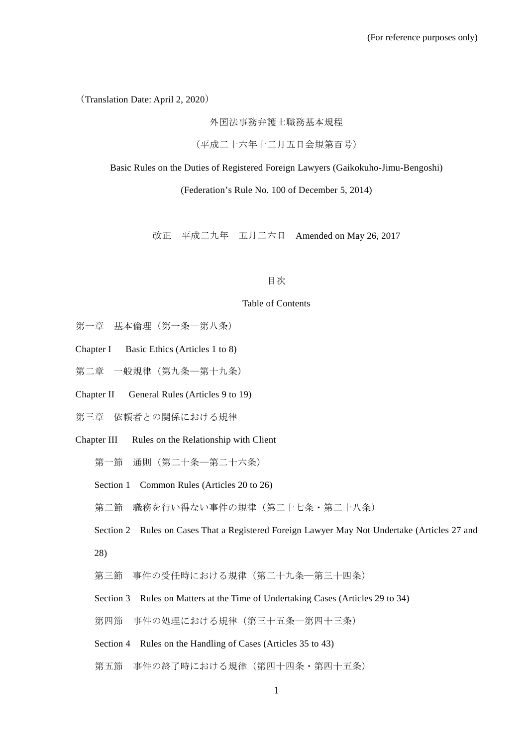(For reference purposes only)

（Translation Date: April 2, 2020）

# 外国法事務弁護士職務基本規程

（平成二十六年十二月五日会規第百号）

# Basic Rules on the Duties of Registered Foreign Lawyers (Gaikokuho-Jimu-Bengoshi)

(Federation’s Rule No. 100 of December 5, 2014)

改正　平成二九年　五月二六日　Amended on May 26, 2017

## 目次

## Table of Contents

第一章　基本倫理（第一条―第八条）

Chapter I　Basic Ethics (Articles 1 to 8)

第二章　一般規律（第九条―第十九条）

Chapter II　General Rules (Articles 9 to 19)

第三章　依頼者との関係における規律

Chapter III　Rules on the Relationship with Client

第一節　通則（第二十条―第二十六条）

Section 1　Common Rules (Articles 20 to 26)

第二節　職務を行い得ない事件の規律（第二十七条・第二十八条）

Section 2　Rules on Cases That a Registered Foreign Lawyer May Not Undertake (Articles 27 and 28)

第三節　事件の受任時における規律（第二十九条―第三十四条）

Section 3　Rules on Matters at the Time of Undertaking Cases (Articles 29 to 34)

第四節　事件の処理における規律（第三十五条―第四十三条）

Section 4　Rules on the Handling of Cases (Articles 35 to 43)

第五節　事件の終了時における規律（第四十四条・第四十五条）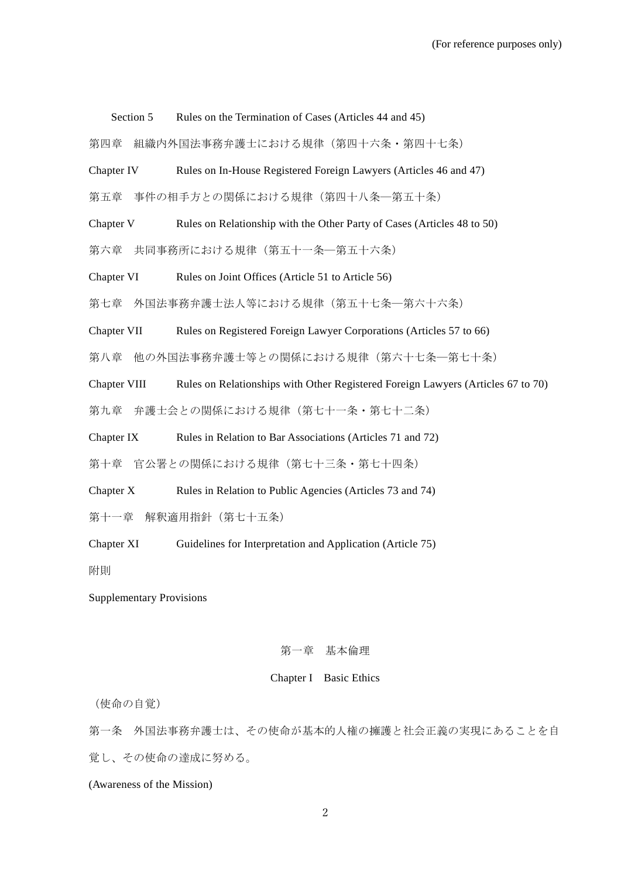Section 5　Rules on the Termination of Cases (Articles 44 and 45)

第四章　組織内外国法事務弁護士における規律（第四十六条・第四十七条）

Chapter IV　Rules on In-House Registered Foreign Lawyers (Articles 46 and 47)

第五章　事件の相手方との関係における規律（第四十八条―第五十条）

Chapter V　Rules on Relationship with the Other Party of Cases (Articles 48 to 50)

第六章　共同事務所における規律（第五十一条―第五十六条）

Chapter VI　Rules on Joint Offices (Article 51 to Article 56)

第七章　外国法事務弁護士法人等における規律（第五十七条―第六十六条）

Chapter VII　Rules on Registered Foreign Lawyer Corporations (Articles 57 to 66)

第八章　他の外国法事務弁護士等との関係における規律（第六十七条―第七十条）

Chapter VIII　Rules on Relationships with Other Registered Foreign Lawyers (Articles 67 to 70)

第九章　弁護士会との関係における規律（第七十一条・第七十二条）

Chapter IX　Rules in Relation to Bar Associations (Articles 71 and 72)

第十章　官公署との関係における規律（第七十三条・第七十四条）

Chapter X　Rules in Relation to Public Agencies (Articles 73 and 74)

第十一章　解釈適用指針（第七十五条）

Chapter XI　Guidelines for Interpretation and Application (Article 75)

附則

Supplementary Provisions

## 第一章　基本倫理

## Chapter I　Basic Ethics

（使命の自覚）

第一条　外国法事務弁護士は、その使命が基本的人権の擁護と社会正義の実現にあることを自覚し、その使命の達成に努める。

(Awareness of the Mission)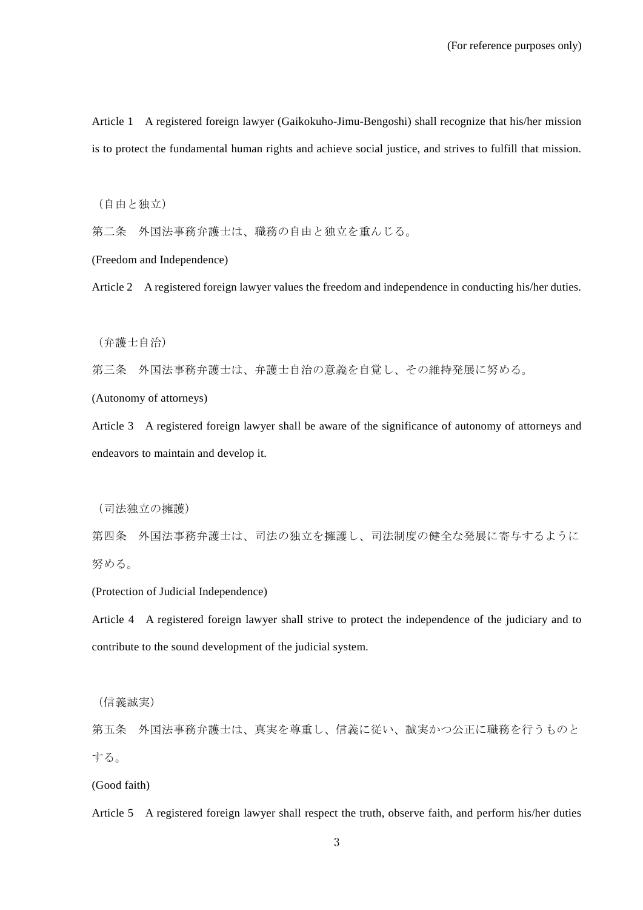Article 1　A registered foreign lawyer (Gaikokuho-Jimu-Bengoshi) shall recognize that his/her mission is to protect the fundamental human rights and achieve social justice, and strives to fulfill that mission.

（自由と独立）

第二条　外国法事務弁護士は、職務の自由と独立を重んじる。

(Freedom and Independence)

Article 2　A registered foreign lawyer values the freedom and independence in conducting his/her duties.

（弁護士自治）

第三条　外国法事務弁護士は、弁護士自治の意義を自覚し、その維持発展に努める。

(Autonomy of attorneys)

Article 3　A registered foreign lawyer shall be aware of the significance of autonomy of attorneys and endeavors to maintain and develop it.

（司法独立の擁護）

第四条　外国法事務弁護士は、司法の独立を擁護し、司法制度の健全な発展に寄与するように努める。

(Protection of Judicial Independence)

Article 4　A registered foreign lawyer shall strive to protect the independence of the judiciary and to contribute to the sound development of the judicial system.

（信義誠実）

第五条　外国法事務弁護士は、真実を尊重し、信義に従い、誠実かつ公正に職務を行うものとする。

(Good faith)

Article 5　A registered foreign lawyer shall respect the truth, observe faith, and perform his/her duties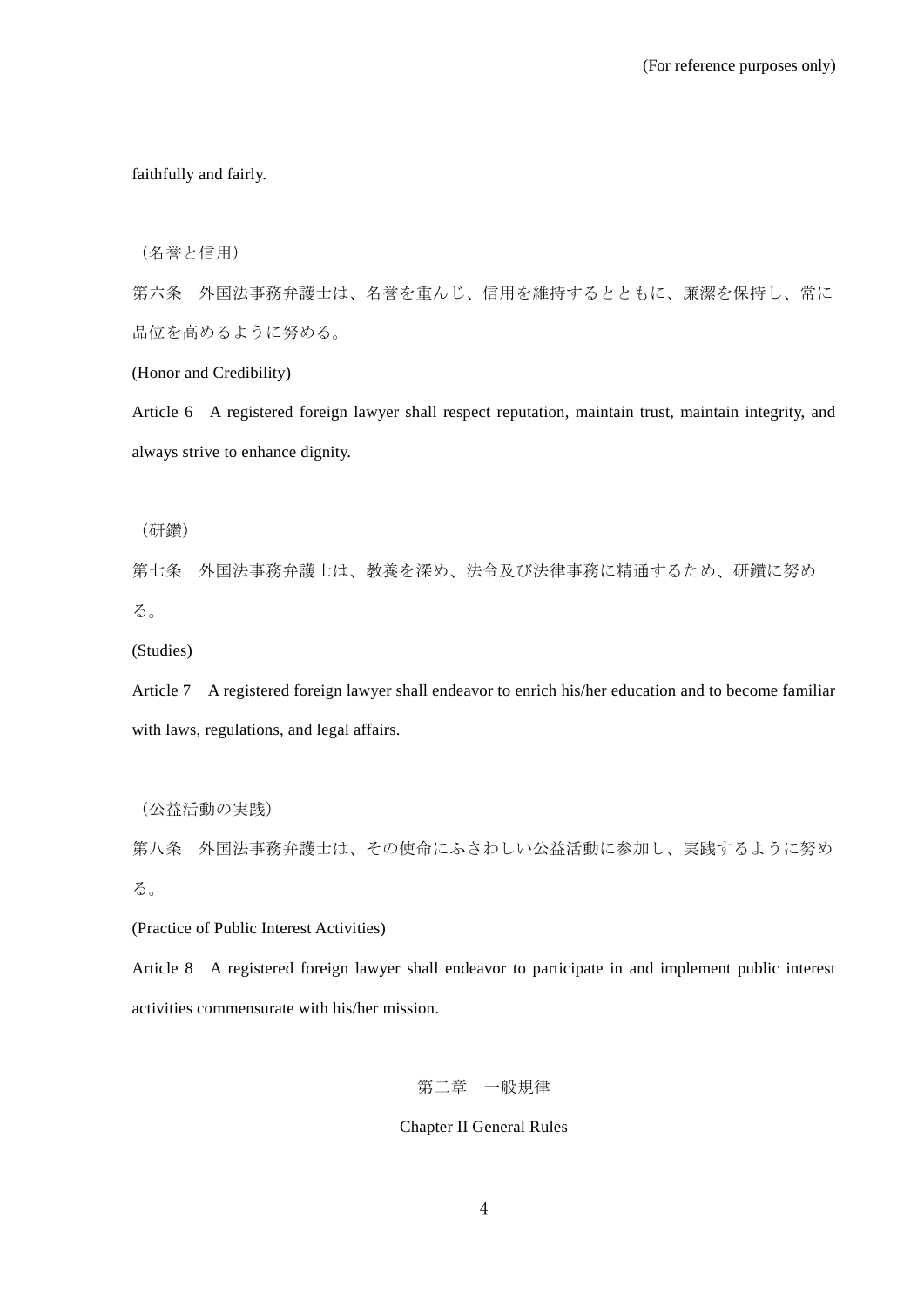faithfully and fairly.

（名誉と信用）

第六条　外国法事務弁護士は、名誉を重んじ、信用を維持するとともに、廉潔を保持し、常に品位を高めるように努める。

(Honor and Credibility)

Article 6　A registered foreign lawyer shall respect reputation, maintain trust, maintain integrity, and always strive to enhance dignity.

（研鑽）

第七条　外国法事務弁護士は、教養を深め、法令及び法律事務に精通するため、研鑽に努める。

(Studies)

Article 7　A registered foreign lawyer shall endeavor to enrich his/her education and to become familiar with laws, regulations, and legal affairs.

（公益活動の実践）

第八条　外国法事務弁護士は、その使命にふさわしい公益活動に参加し、実践するように努める。

(Practice of Public Interest Activities)

Article 8　A registered foreign lawyer shall endeavor to participate in and implement public interest activities commensurate with his/her mission.

## 第二章　一般規律

## Chapter II General Rules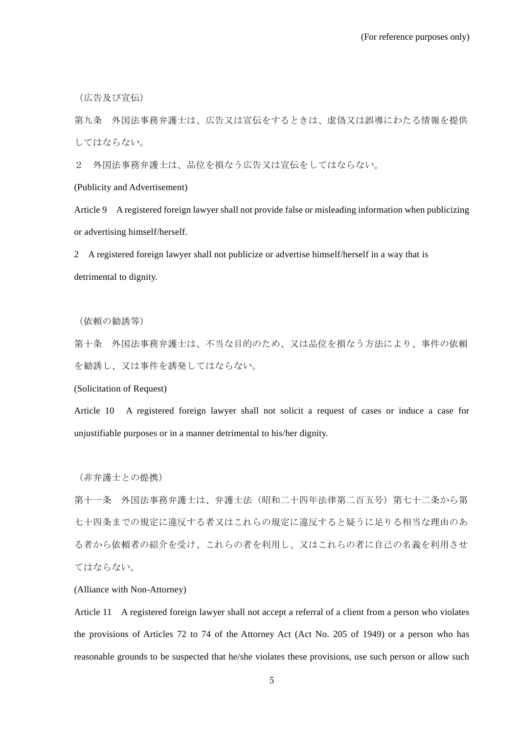(For reference purposes only)

（広告及び宣伝）

第九条　外国法事務弁護士は、広告又は宣伝をするときは、虚偽又は誤導にわたる情報を提供してはならない。

２　外国法事務弁護士は、品位を損なう広告又は宣伝をしてはならない。

(Publicity and Advertisement)

Article 9　A registered foreign lawyer shall not provide false or misleading information when publicizing or advertising himself/herself.

2　A registered foreign lawyer shall not publicize or advertise himself/herself in a way that is detrimental to dignity.

（依頼の勧誘等）

第十条　外国法事務弁護士は、不当な目的のため、又は品位を損なう方法により、事件の依頼を勧誘し、又は事件を誘発してはならない。

(Solicitation of Request)

Article 10　A registered foreign lawyer shall not solicit a request of cases or induce a case for unjustifiable purposes or in a manner detrimental to his/her dignity.

（非弁護士との提携）

第十一条　外国法事務弁護士は、弁護士法（昭和二十四年法律第二百五号）第七十二条から第七十四条までの規定に違反する者又はこれらの規定に違反すると疑うに足りる相当な理由のある者から依頼者の紹介を受け、これらの者を利用し、又はこれらの者に自己の名義を利用させてはならない。

(Alliance with Non-Attorney)

Article 11　A registered foreign lawyer shall not accept a referral of a client from a person who violates the provisions of Articles 72 to 74 of the Attorney Act (Act No. 205 of 1949) or a person who has reasonable grounds to be suspected that he/she violates these provisions, use such person or allow such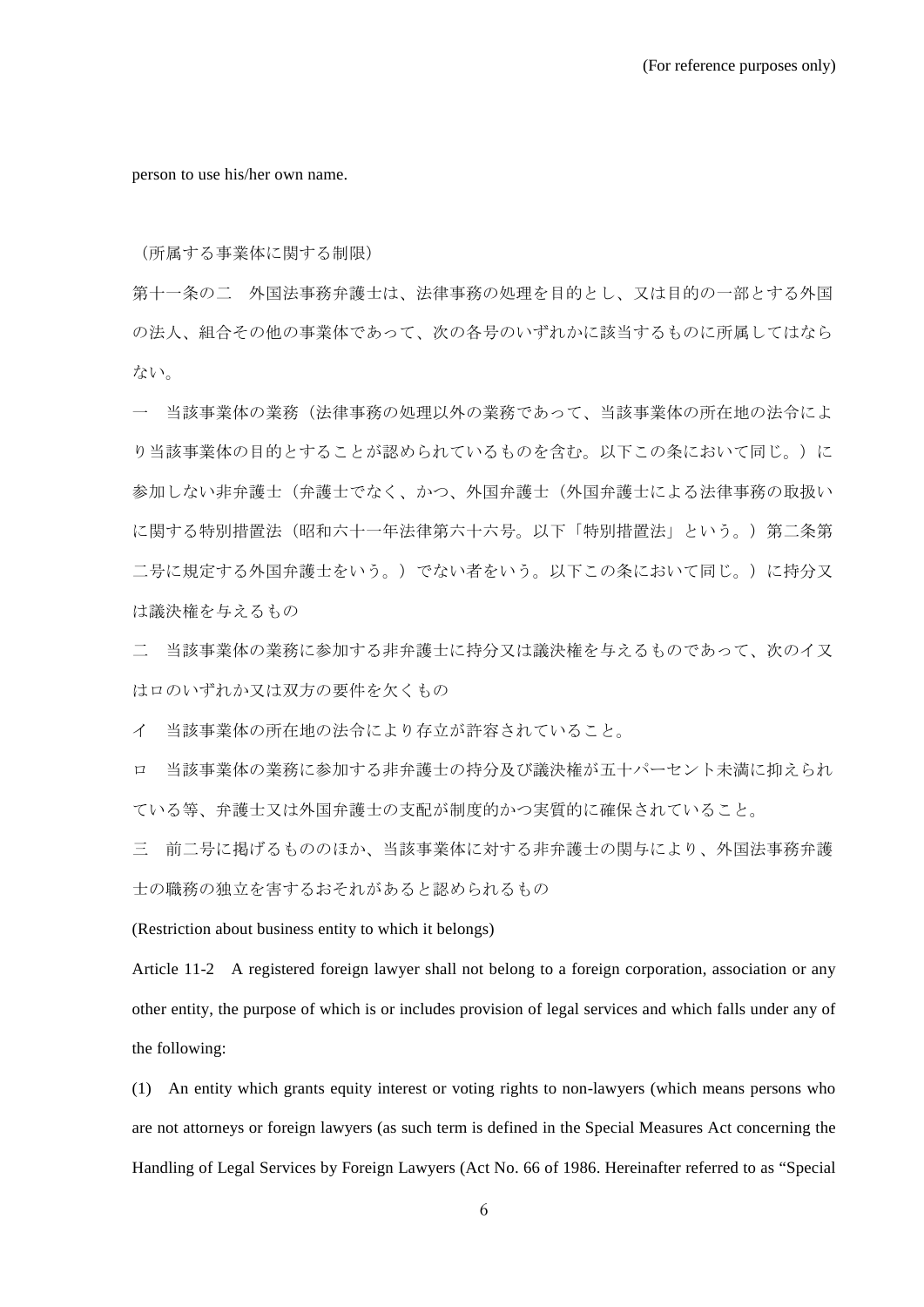person to use his/her own name.

（所属する事業体に関する制限）

第十一条の二　外国法事務弁護士は、法律事務の処理を目的とし、又は目的の一部とする外国の法人、組合その他の事業体であって、次の各号のいずれかに該当するものに所属してはならない。

一　当該事業体の業務（法律事務の処理以外の業務であって、当該事業体の所在地の法令により当該事業体の目的とすることが認められているものを含む。以下この条において同じ。）に参加しない非弁護士（弁護士でなく、かつ、外国弁護士（外国弁護士による法律事務の取扱いに関する特別措置法（昭和六十一年法律第六十六号。以下「特別措置法」という。）第二条第二号に規定する外国弁護士をいう。）でない者をいう。以下この条において同じ。）に持分又は議決権を与えるもの

二　当該事業体の業務に参加する非弁護士に持分又は議決権を与えるものであって、次のイ又はロのいずれか又は双方の要件を欠くもの

イ　当該事業体の所在地の法令により存立が許容されていること。

ロ　当該事業体の業務に参加する非弁護士の持分及び議決権が五十パーセント未満に抑えられている等、弁護士又は外国弁護士の支配が制度的かつ実質的に確保されていること。

三　前二号に掲げるもののほか、当該事業体に対する非弁護士の関与により、外国法事務弁護士の職務の独立を害するおそれがあると認められるもの

(Restriction about business entity to which it belongs)

Article 11-2　A registered foreign lawyer shall not belong to a foreign corporation, association or any other entity, the purpose of which is or includes provision of legal services and which falls under any of the following:

(1)　An entity which grants equity interest or voting rights to non-lawyers (which means persons who are not attorneys or foreign lawyers (as such term is defined in the Special Measures Act concerning the Handling of Legal Services by Foreign Lawyers (Act No. 66 of 1986. Hereinafter referred to as "Special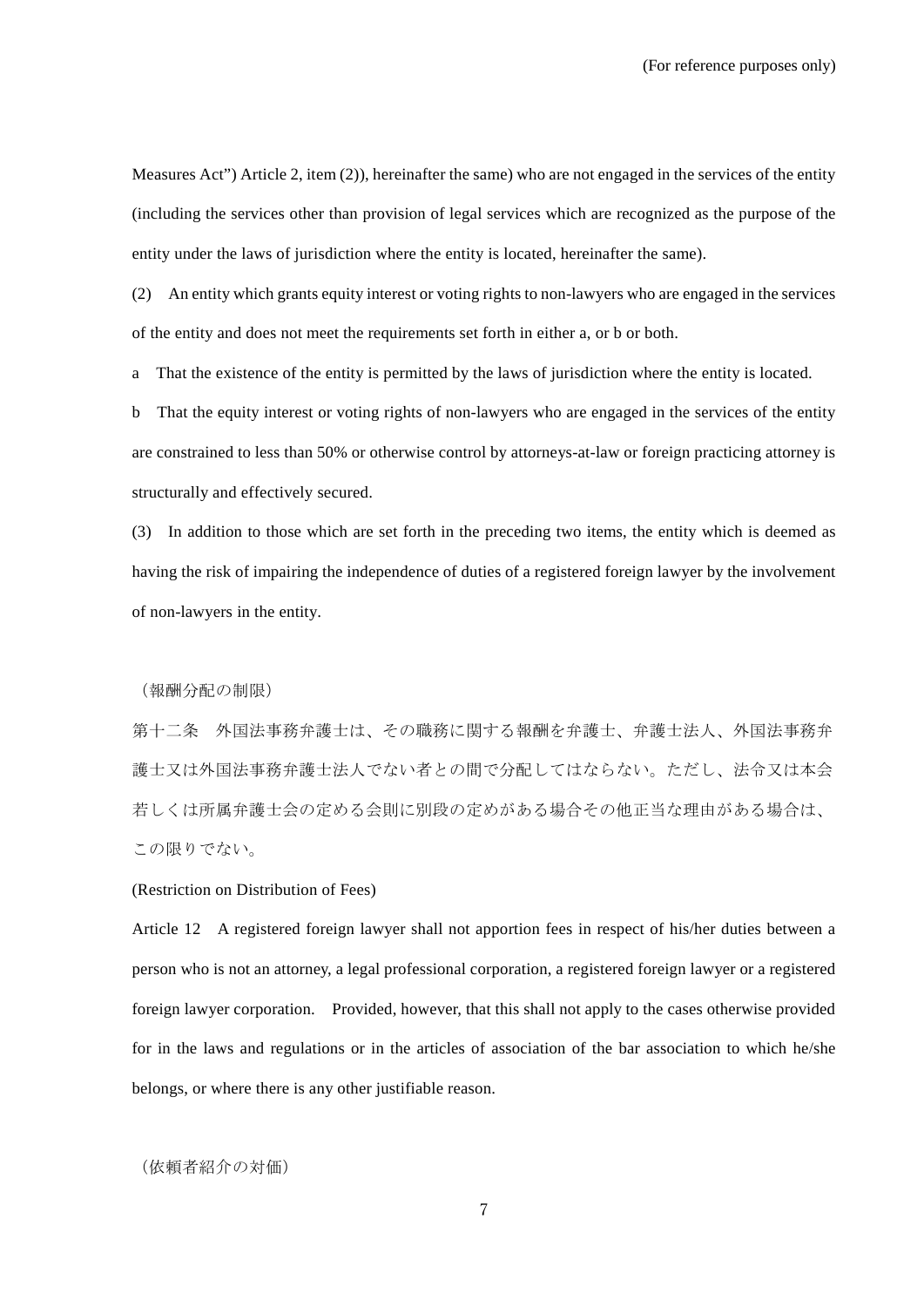Measures Act") Article 2, item (2)), hereinafter the same) who are not engaged in the services of the entity (including the services other than provision of legal services which are recognized as the purpose of the entity under the laws of jurisdiction where the entity is located, hereinafter the same).

(2) An entity which grants equity interest or voting rights to non-lawyers who are engaged in the services of the entity and does not meet the requirements set forth in either a, or b or both.

a That the existence of the entity is permitted by the laws of jurisdiction where the entity is located.

b That the equity interest or voting rights of non-lawyers who are engaged in the services of the entity are constrained to less than 50% or otherwise control by attorneys-at-law or foreign practicing attorney is structurally and effectively secured.

(3) In addition to those which are set forth in the preceding two items, the entity which is deemed as having the risk of impairing the independence of duties of a registered foreign lawyer by the involvement of non-lawyers in the entity.

（報酬分配の制限）

第十二条　外国法事務弁護士は、その職務に関する報酬を弁護士、弁護士法人、外国法事務弁護士又は外国法事務弁護士法人でない者との間で分配してはならない。ただし、法令又は本会若しくは所属弁護士会の定める会則に別段の定めがある場合その他正当な理由がある場合は、この限りでない。

(Restriction on Distribution of Fees)

Article 12 A registered foreign lawyer shall not apportion fees in respect of his/her duties between a person who is not an attorney, a legal professional corporation, a registered foreign lawyer or a registered foreign lawyer corporation. Provided, however, that this shall not apply to the cases otherwise provided for in the laws and regulations or in the articles of association of the bar association to which he/she belongs, or where there is any other justifiable reason.

（依頼者紹介の対価）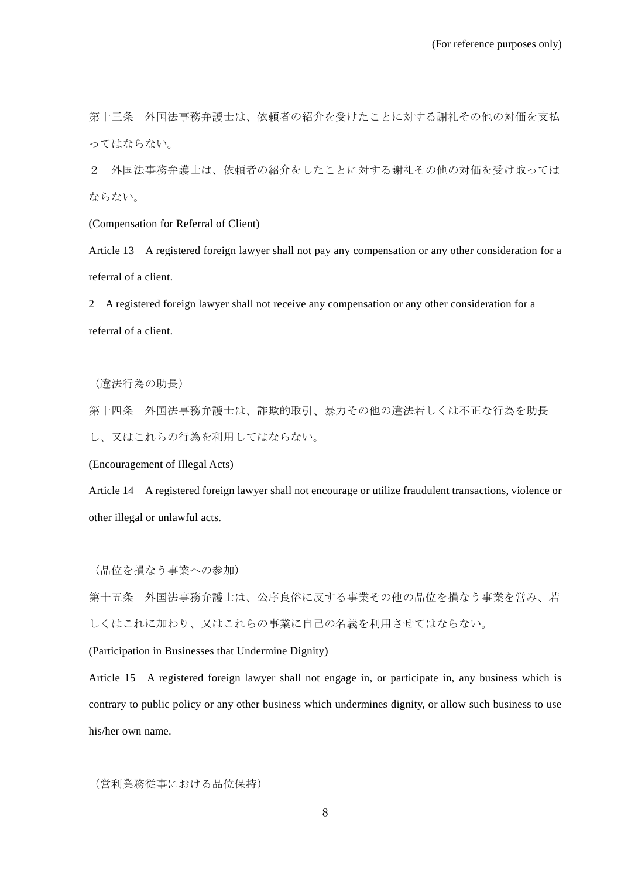第十三条　外国法事務弁護士は、依頼者の紹介を受けたことに対する謝礼その他の対価を支払ってはならない。

２　外国法事務弁護士は、依頼者の紹介をしたことに対する謝礼その他の対価を受け取ってはならない。

(Compensation for Referral of Client)

Article 13　A registered foreign lawyer shall not pay any compensation or any other consideration for a referral of a client.

2　A registered foreign lawyer shall not receive any compensation or any other consideration for a referral of a client.

（違法行為の助長）

第十四条　外国法事務弁護士は、詐欺的取引、暴力その他の違法若しくは不正な行為を助長し、又はこれらの行為を利用してはならない。

(Encouragement of Illegal Acts)

Article 14　A registered foreign lawyer shall not encourage or utilize fraudulent transactions, violence or other illegal or unlawful acts.

（品位を損なう事業への参加）

第十五条　外国法事務弁護士は、公序良俗に反する事業その他の品位を損なう事業を営み、若しくはこれに加わり、又はこれらの事業に自己の名義を利用させてはならない。

(Participation in Businesses that Undermine Dignity)

Article 15　A registered foreign lawyer shall not engage in, or participate in, any business which is contrary to public policy or any other business which undermines dignity, or allow such business to use his/her own name.

（営利業務従事における品位保持）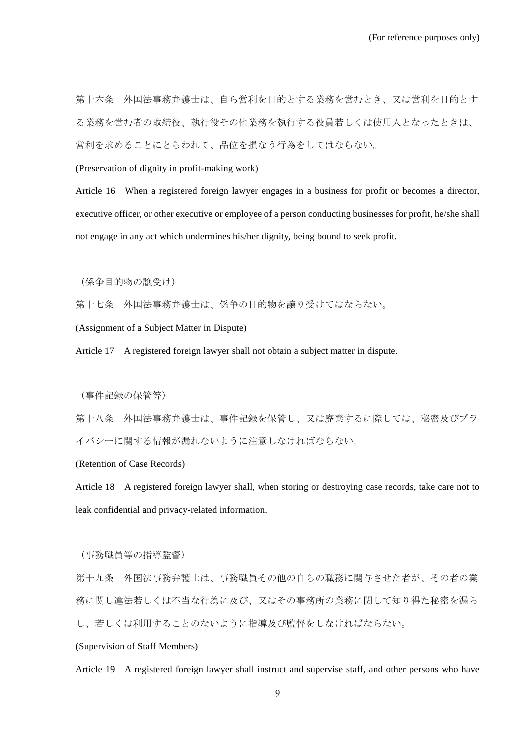第十六条　外国法事務弁護士は、自ら営利を目的とする業務を営むとき、又は営利を目的とする業務を営む者の取締役、執行役その他業務を執行する役員若しくは使用人となったときは、営利を求めることにとらわれて、品位を損なう行為をしてはならない。

(Preservation of dignity in profit-making work)

Article 16　When a registered foreign lawyer engages in a business for profit or becomes a director, executive officer, or other executive or employee of a person conducting businesses for profit, he/she shall not engage in any act which undermines his/her dignity, being bound to seek profit.

（係争目的物の譲受け）

第十七条　外国法事務弁護士は、係争の目的物を譲り受けてはならない。

(Assignment of a Subject Matter in Dispute)

Article 17　A registered foreign lawyer shall not obtain a subject matter in dispute.

（事件記録の保管等）

第十八条　外国法事務弁護士は、事件記録を保管し、又は廃棄するに際しては、秘密及びプライバシーに関する情報が漏れないように注意しなければならない。

(Retention of Case Records)

Article 18　A registered foreign lawyer shall, when storing or destroying case records, take care not to leak confidential and privacy-related information.

（事務職員等の指導監督）

第十九条　外国法事務弁護士は、事務職員その他の自らの職務に関与させた者が、その者の業務に関し違法若しくは不当な行為に及び、又はその事務所の業務に関して知り得た秘密を漏らし、若しくは利用することのないように指導及び監督をしなければならない。

(Supervision of Staff Members)

Article 19　A registered foreign lawyer shall instruct and supervise staff, and other persons who have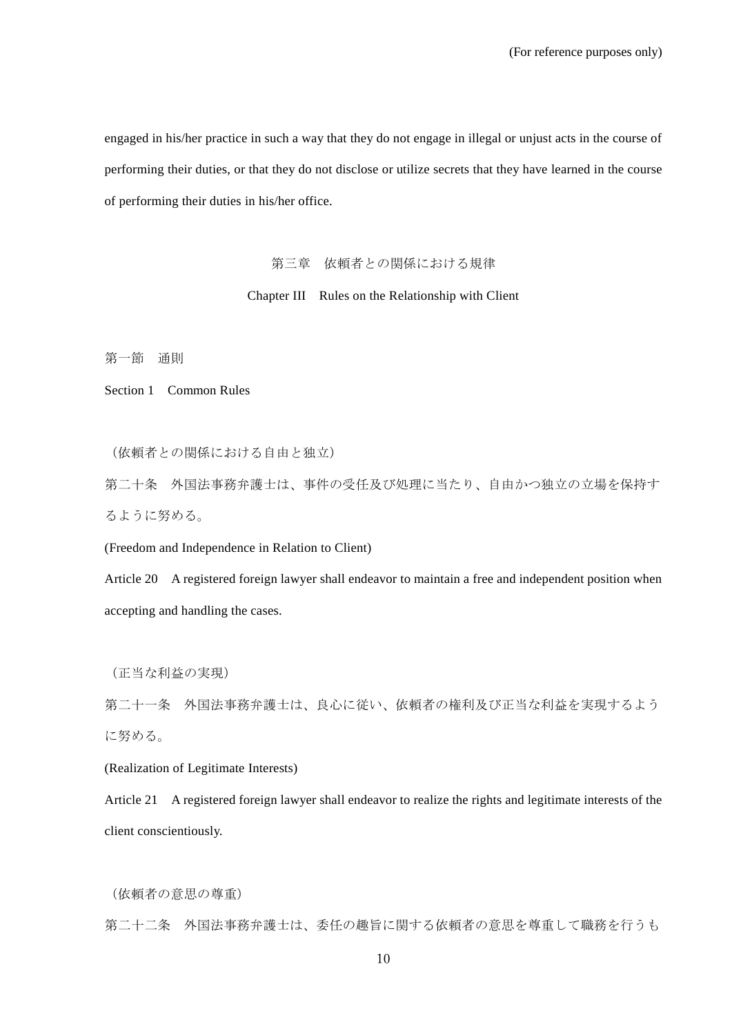engaged in his/her practice in such a way that they do not engage in illegal or unjust acts in the course of performing their duties, or that they do not disclose or utilize secrets that they have learned in the course of performing their duties in his/her office.

## 第三章　依頼者との関係における規律

## Chapter III　Rules on the Relationship with Client

### 第一節　通則

### Section 1　Common Rules

（依頼者との関係における自由と独立）

第二十条　外国法事務弁護士は、事件の受任及び処理に当たり、自由かつ独立の立場を保持するように努める。

(Freedom and Independence in Relation to Client)

Article 20　A registered foreign lawyer shall endeavor to maintain a free and independent position when accepting and handling the cases.

（正当な利益の実現）

第二十一条　外国法事務弁護士は、良心に従い、依頼者の権利及び正当な利益を実現するように努める。

(Realization of Legitimate Interests)

Article 21　A registered foreign lawyer shall endeavor to realize the rights and legitimate interests of the client conscientiously.

（依頼者の意思の尊重）

第二十二条　外国法事務弁護士は、委任の趣旨に関する依頼者の意思を尊重して職務を行うも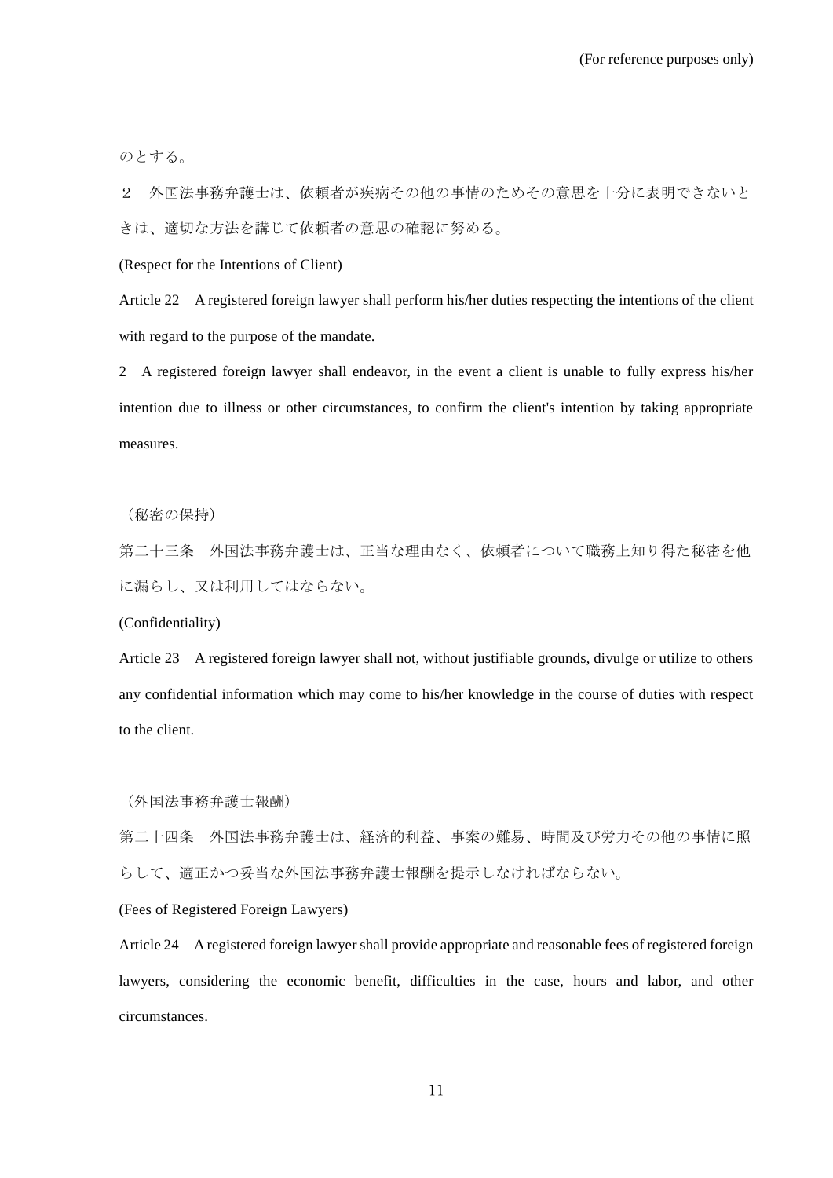のとする。

２　外国法事務弁護士は、依頼者が疾病その他の事情のためその意思を十分に表明できないときは、適切な方法を講じて依頼者の意思の確認に努める。

(Respect for the Intentions of Client)

Article 22　A registered foreign lawyer shall perform his/her duties respecting the intentions of the client with regard to the purpose of the mandate.

2　A registered foreign lawyer shall endeavor, in the event a client is unable to fully express his/her intention due to illness or other circumstances, to confirm the client's intention by taking appropriate measures.

（秘密の保持）

第二十三条　外国法事務弁護士は、正当な理由なく、依頼者について職務上知り得た秘密を他に漏らし、又は利用してはならない。

(Confidentiality)

Article 23　A registered foreign lawyer shall not, without justifiable grounds, divulge or utilize to others any confidential information which may come to his/her knowledge in the course of duties with respect to the client.

（外国法事務弁護士報酬）

第二十四条　外国法事務弁護士は、経済的利益、事案の難易、時間及び労力その他の事情に照らして、適正かつ妥当な外国法事務弁護士報酬を提示しなければならない。

(Fees of Registered Foreign Lawyers)

Article 24　A registered foreign lawyer shall provide appropriate and reasonable fees of registered foreign lawyers, considering the economic benefit, difficulties in the case, hours and labor, and other circumstances.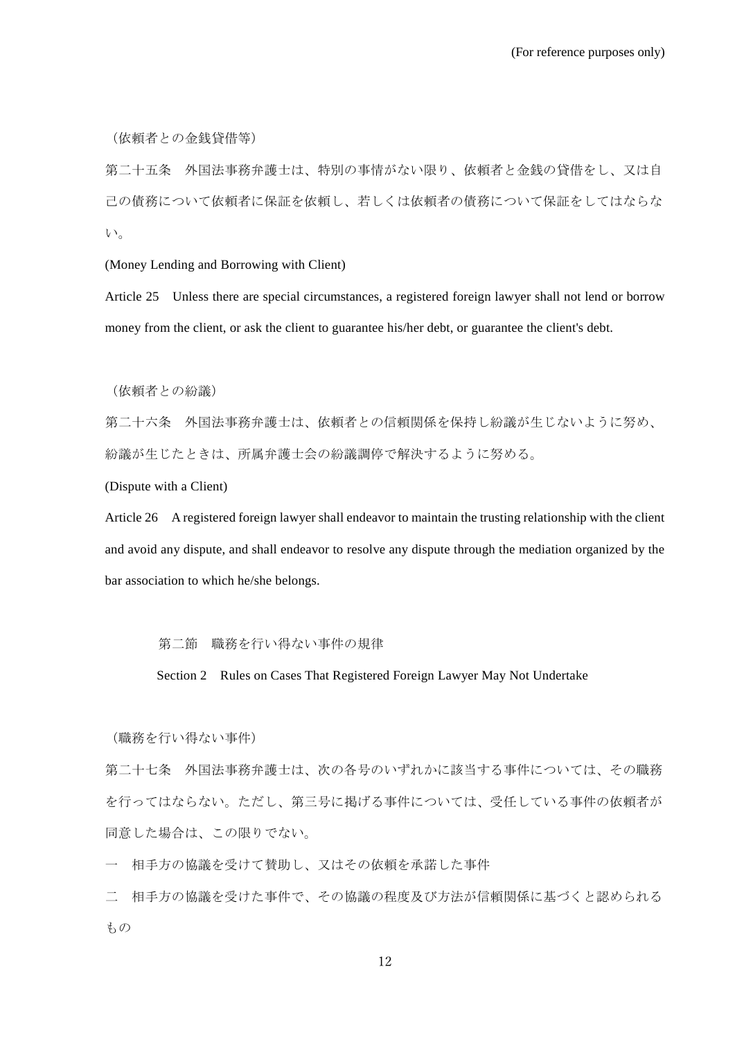（依頼者との金銭貸借等）

第二十五条　外国法事務弁護士は、特別の事情がない限り、依頼者と金銭の貸借をし、又は自己の債務について依頼者に保証を依頼し、若しくは依頼者の債務について保証をしてはならない。

(Money Lending and Borrowing with Client)

Article 25　Unless there are special circumstances, a registered foreign lawyer shall not lend or borrow money from the client, or ask the client to guarantee his/her debt, or guarantee the client's debt.

（依頼者との紛議）

第二十六条　外国法事務弁護士は、依頼者との信頼関係を保持し紛議が生じないように努め、紛議が生じたときは、所属弁護士会の紛議調停で解決するように努める。

(Dispute with a Client)

Article 26　A registered foreign lawyer shall endeavor to maintain the trusting relationship with the client and avoid any dispute, and shall endeavor to resolve any dispute through the mediation organized by the bar association to which he/she belongs.

## 第二節　職務を行い得ない事件の規律

## Section 2　Rules on Cases That Registered Foreign Lawyer May Not Undertake

（職務を行い得ない事件）

第二十七条　外国法事務弁護士は、次の各号のいずれかに該当する事件については、その職務を行ってはならない。ただし、第三号に掲げる事件については、受任している事件の依頼者が同意した場合は、この限りでない。

一　相手方の協議を受けて賛助し、又はその依頼を承諾した事件

二　相手方の協議を受けた事件で、その協議の程度及び方法が信頼関係に基づくと認められるもの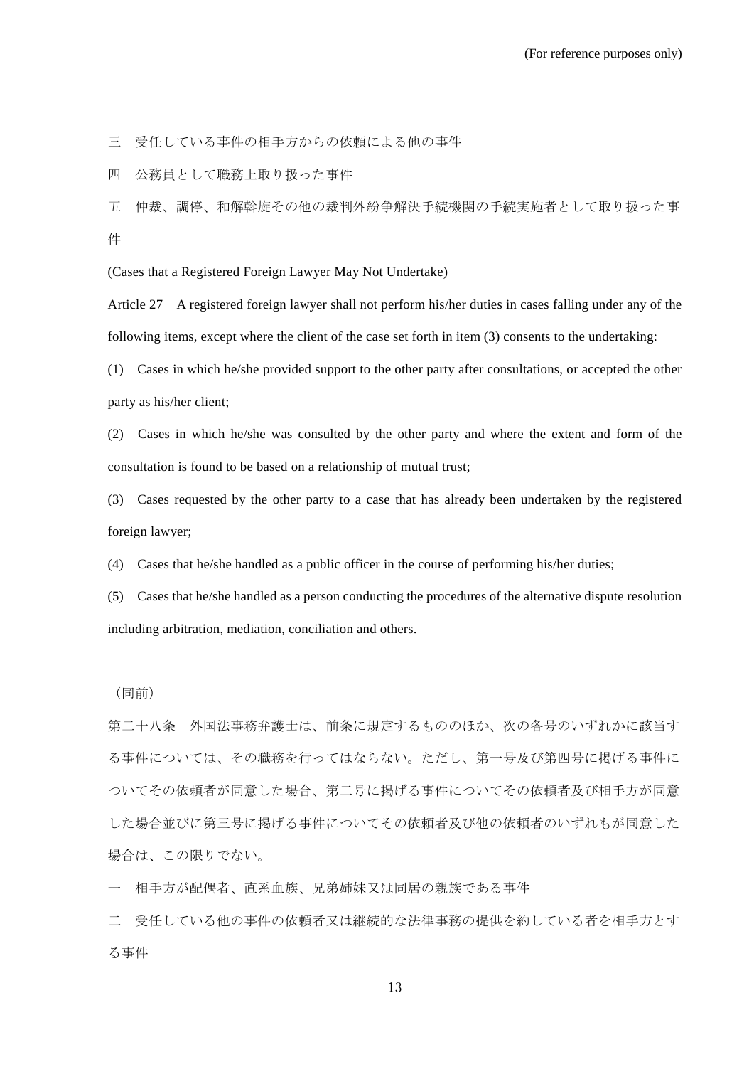三　受任している事件の相手方からの依頼による他の事件

四　公務員として職務上取り扱った事件

五　仲裁、調停、和解斡旋その他の裁判外紛争解決手続機関の手続実施者として取り扱った事件

(Cases that a Registered Foreign Lawyer May Not Undertake)

Article 27　A registered foreign lawyer shall not perform his/her duties in cases falling under any of the following items, except where the client of the case set forth in item (3) consents to the undertaking:

(1)　Cases in which he/she provided support to the other party after consultations, or accepted the other party as his/her client;

(2)　Cases in which he/she was consulted by the other party and where the extent and form of the consultation is found to be based on a relationship of mutual trust;

(3)　Cases requested by the other party to a case that has already been undertaken by the registered foreign lawyer;

(4)　Cases that he/she handled as a public officer in the course of performing his/her duties;

(5)　Cases that he/she handled as a person conducting the procedures of the alternative dispute resolution including arbitration, mediation, conciliation and others.

（同前）

第二十八条　外国法事務弁護士は、前条に規定するもののほか、次の各号のいずれかに該当する事件については、その職務を行ってはならない。ただし、第一号及び第四号に掲げる事件についてその依頼者が同意した場合、第二号に掲げる事件についてその依頼者及び相手方が同意した場合並びに第三号に掲げる事件についてその依頼者及び他の依頼者のいずれもが同意した場合は、この限りでない。

一　相手方が配偶者、直系血族、兄弟姉妹又は同居の親族である事件

二　受任している他の事件の依頼者又は継続的な法律事務の提供を約している者を相手方とする事件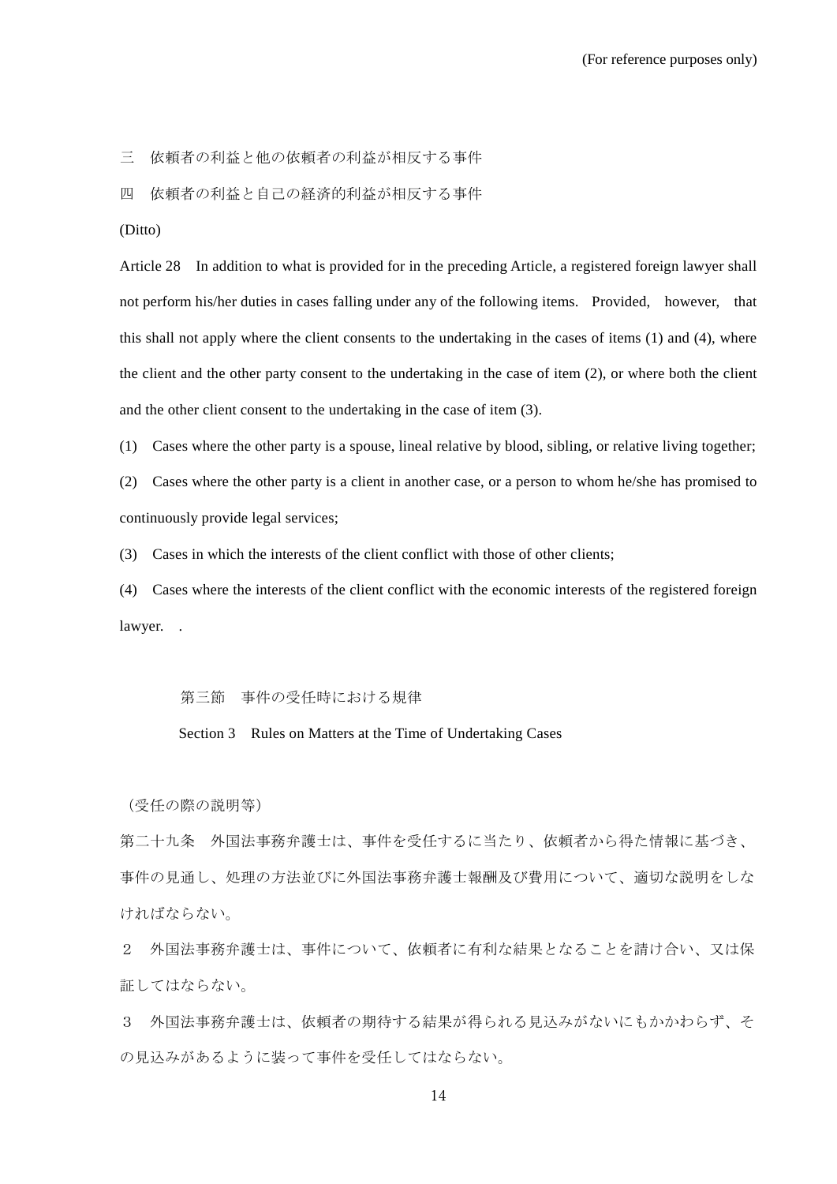三　依頼者の利益と他の依頼者の利益が相反する事件

四　依頼者の利益と自己の経済的利益が相反する事件

(Ditto)

Article 28　In addition to what is provided for in the preceding Article, a registered foreign lawyer shall not perform his/her duties in cases falling under any of the following items.　Provided,　however,　that this shall not apply where the client consents to the undertaking in the cases of items (1) and (4), where the client and the other party consent to the undertaking in the case of item (2), or where both the client and the other client consent to the undertaking in the case of item (3).

(1)　Cases where the other party is a spouse, lineal relative by blood, sibling, or relative living together;

(2)　Cases where the other party is a client in another case, or a person to whom he/she has promised to continuously provide legal services;

(3)　Cases in which the interests of the client conflict with those of other clients;

(4)　Cases where the interests of the client conflict with the economic interests of the registered foreign lawyer.　.

## 第三節　事件の受任時における規律

## Section 3　Rules on Matters at the Time of Undertaking Cases

（受任の際の説明等）

第二十九条　外国法事務弁護士は、事件を受任するに当たり、依頼者から得た情報に基づき、事件の見通し、処理の方法並びに外国法事務弁護士報酬及び費用について、適切な説明をしなければならない。

２　外国法事務弁護士は、事件について、依頼者に有利な結果となることを請け合い、又は保証してはならない。

３　外国法事務弁護士は、依頼者の期待する結果が得られる見込みがないにもかかわらず、その見込みがあるように装って事件を受任してはならない。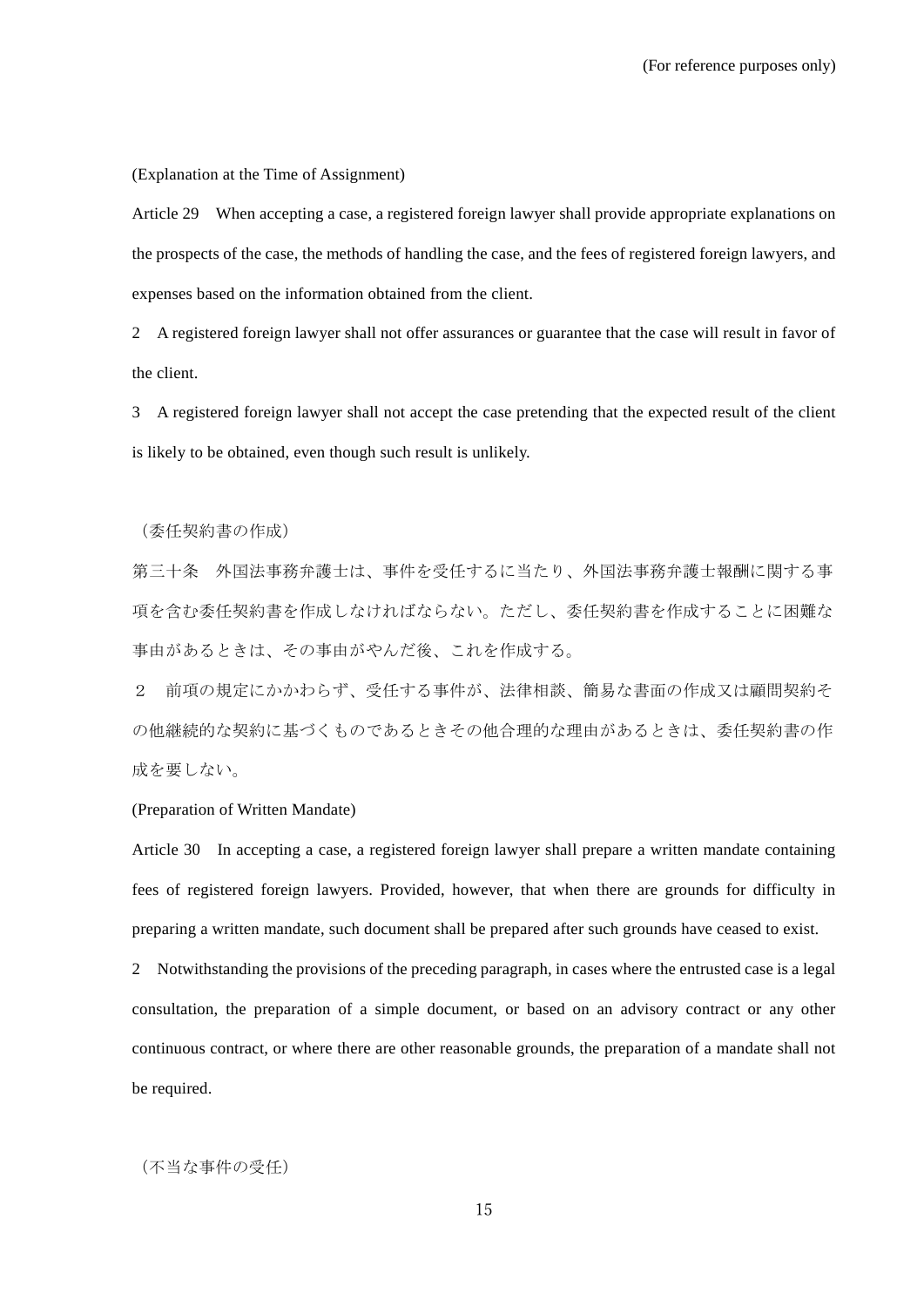(For reference purposes only)

(Explanation at the Time of Assignment)

Article 29　When accepting a case, a registered foreign lawyer shall provide appropriate explanations on the prospects of the case, the methods of handling the case, and the fees of registered foreign lawyers, and expenses based on the information obtained from the client.

2　A registered foreign lawyer shall not offer assurances or guarantee that the case will result in favor of the client.

3　A registered foreign lawyer shall not accept the case pretending that the expected result of the client is likely to be obtained, even though such result is unlikely.

（委任契約書の作成）

第三十条　外国法事務弁護士は、事件を受任するに当たり、外国法事務弁護士報酬に関する事項を含む委任契約書を作成しなければならない。ただし、委任契約書を作成することに困難な事由があるときは、その事由がやんだ後、これを作成する。

２　前項の規定にかかわらず、受任する事件が、法律相談、簡易な書面の作成又は顧問契約その他継続的な契約に基づくものであるときその他合理的な理由があるときは、委任契約書の作成を要しない。

(Preparation of Written Mandate)

Article 30　In accepting a case, a registered foreign lawyer shall prepare a written mandate containing fees of registered foreign lawyers. Provided, however, that when there are grounds for difficulty in preparing a written mandate, such document shall be prepared after such grounds have ceased to exist.

2　Notwithstanding the provisions of the preceding paragraph, in cases where the entrusted case is a legal consultation, the preparation of a simple document, or based on an advisory contract or any other continuous contract, or where there are other reasonable grounds, the preparation of a mandate shall not be required.

（不当な事件の受任）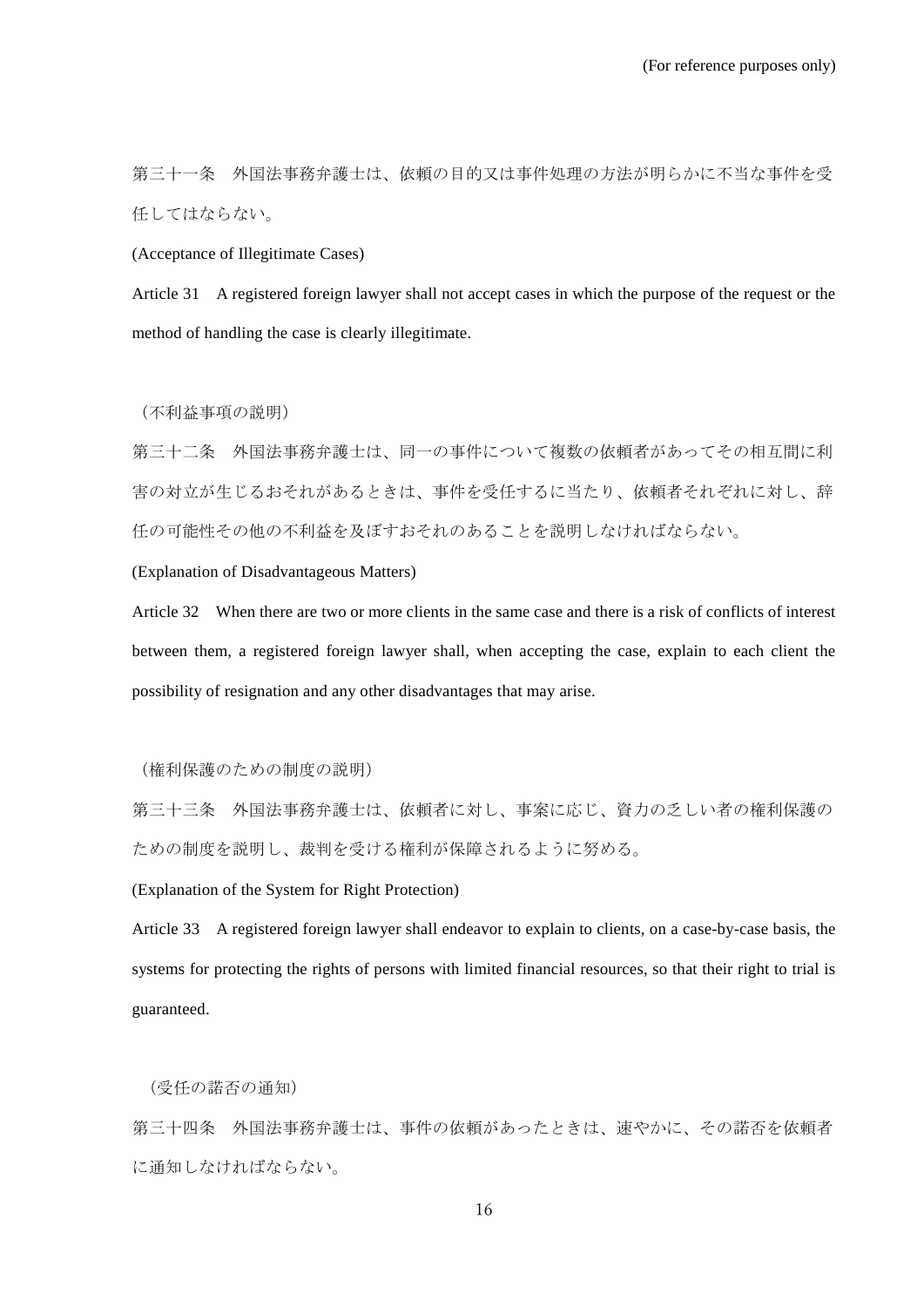第三十一条　外国法事務弁護士は、依頼の目的又は事件処理の方法が明らかに不当な事件を受任してはならない。

(Acceptance of Illegitimate Cases)

Article 31　A registered foreign lawyer shall not accept cases in which the purpose of the request or the method of handling the case is clearly illegitimate.

（不利益事項の説明）

第三十二条　外国法事務弁護士は、同一の事件について複数の依頼者があってその相互間に利害の対立が生じるおそれがあるときは、事件を受任するに当たり、依頼者それぞれに対し、辞任の可能性その他の不利益を及ぼすおそれのあることを説明しなければならない。

(Explanation of Disadvantageous Matters)

Article 32　When there are two or more clients in the same case and there is a risk of conflicts of interest between them, a registered foreign lawyer shall, when accepting the case, explain to each client the possibility of resignation and any other disadvantages that may arise.

（権利保護のための制度の説明）

第三十三条　外国法事務弁護士は、依頼者に対し、事案に応じ、資力の乏しい者の権利保護のための制度を説明し、裁判を受ける権利が保障されるように努める。

(Explanation of the System for Right Protection)

Article 33　A registered foreign lawyer shall endeavor to explain to clients, on a case-by-case basis, the systems for protecting the rights of persons with limited financial resources, so that their right to trial is guaranteed.

（受任の諾否の通知）

第三十四条　外国法事務弁護士は、事件の依頼があったときは、速やかに、その諾否を依頼者に通知しなければならない。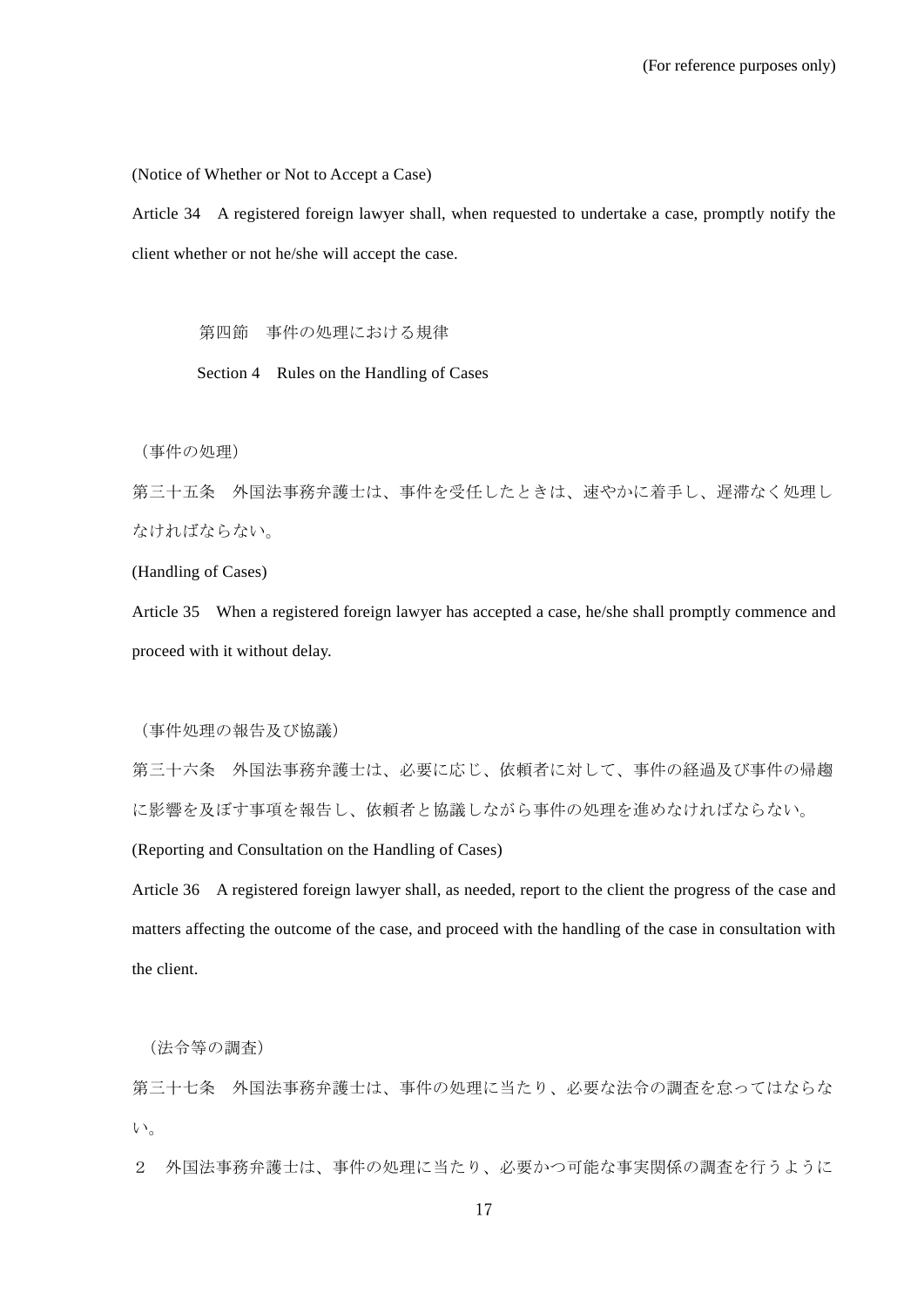(Notice of Whether or Not to Accept a Case)

Article 34　A registered foreign lawyer shall, when requested to undertake a case, promptly notify the client whether or not he/she will accept the case.

### 第四節　事件の処理における規律

### Section 4　Rules on the Handling of Cases

（事件の処理）

第三十五条　外国法事務弁護士は、事件を受任したときは、速やかに着手し、遅滞なく処理しなければならない。

(Handling of Cases)

Article 35　When a registered foreign lawyer has accepted a case, he/she shall promptly commence and proceed with it without delay.

（事件処理の報告及び協議）

第三十六条　外国法事務弁護士は、必要に応じ、依頼者に対して、事件の経過及び事件の帰趨に影響を及ぼす事項を報告し、依頼者と協議しながら事件の処理を進めなければならない。

(Reporting and Consultation on the Handling of Cases)

Article 36　A registered foreign lawyer shall, as needed, report to the client the progress of the case and matters affecting the outcome of the case, and proceed with the handling of the case in consultation with the client.

（法令等の調査）

第三十七条　外国法事務弁護士は、事件の処理に当たり、必要な法令の調査を怠ってはならない。

２　外国法事務弁護士は、事件の処理に当たり、必要かつ可能な事実関係の調査を行うように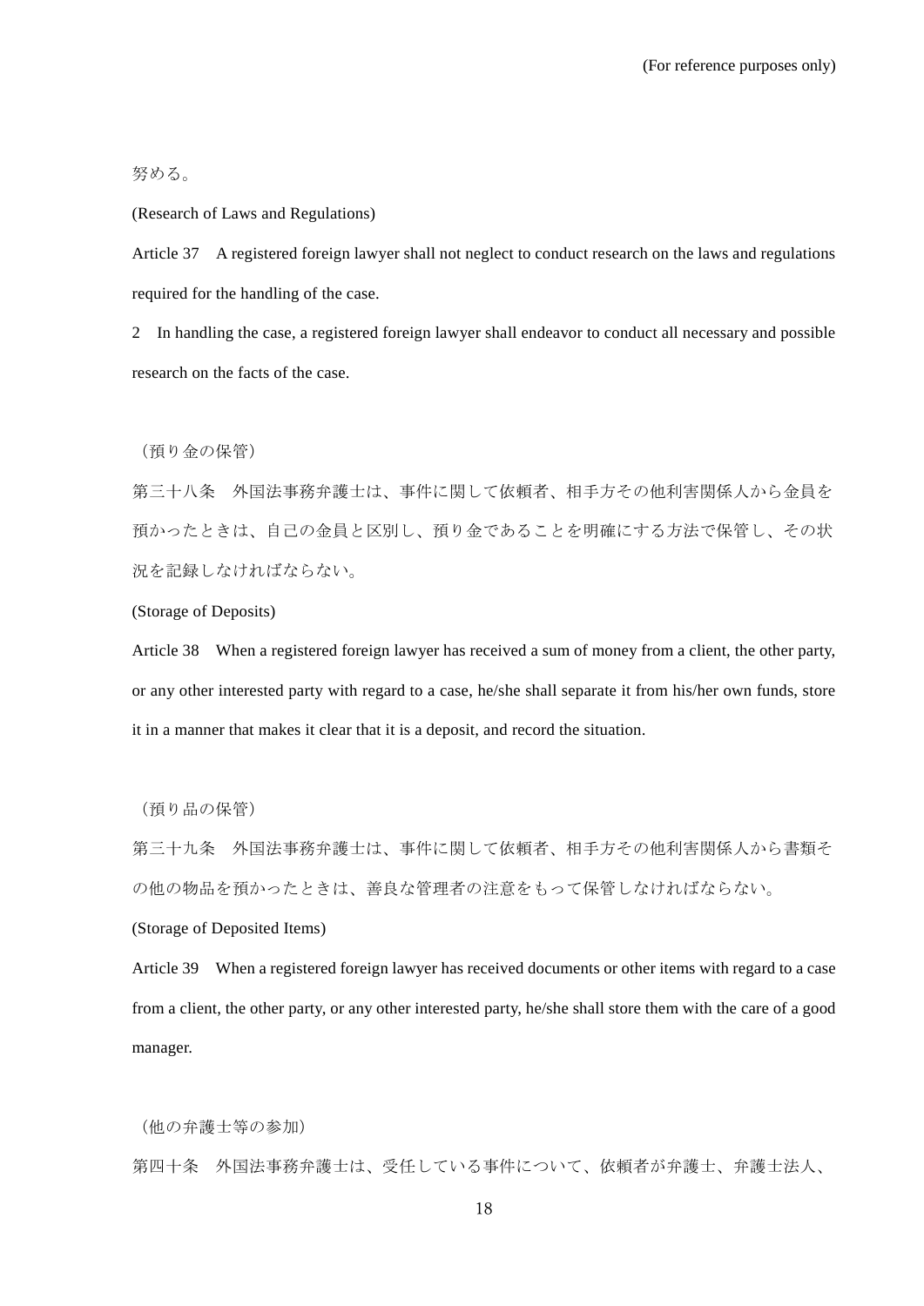努める。

(Research of Laws and Regulations)

Article 37　A registered foreign lawyer shall not neglect to conduct research on the laws and regulations required for the handling of the case.

2　In handling the case, a registered foreign lawyer shall endeavor to conduct all necessary and possible research on the facts of the case.

（預り金の保管）

第三十八条　外国法事務弁護士は、事件に関して依頼者、相手方その他利害関係人から金員を預かったときは、自己の金員と区別し、預り金であることを明確にする方法で保管し、その状況を記録しなければならない。

(Storage of Deposits)

Article 38　When a registered foreign lawyer has received a sum of money from a client, the other party, or any other interested party with regard to a case, he/she shall separate it from his/her own funds, store it in a manner that makes it clear that it is a deposit, and record the situation.

（預り品の保管）

第三十九条　外国法事務弁護士は、事件に関して依頼者、相手方その他利害関係人から書類その他の物品を預かったときは、善良な管理者の注意をもって保管しなければならない。

(Storage of Deposited Items)

Article 39　When a registered foreign lawyer has received documents or other items with regard to a case from a client, the other party, or any other interested party, he/she shall store them with the care of a good manager.

（他の弁護士等の参加）

第四十条　外国法事務弁護士は、受任している事件について、依頼者が弁護士、弁護士法人、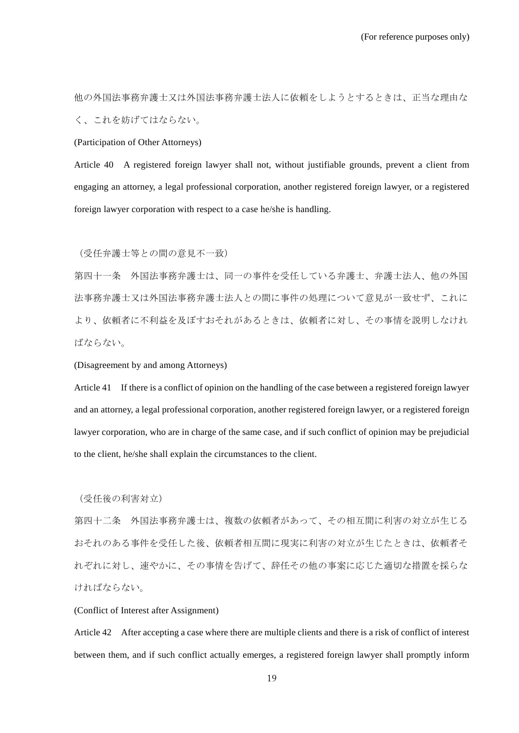他の外国法事務弁護士又は外国法事務弁護士法人に依頼をしようとするときは、正当な理由なく、これを妨げてはならない。

(Participation of Other Attorneys)

Article 40　A registered foreign lawyer shall not, without justifiable grounds, prevent a client from engaging an attorney, a legal professional corporation, another registered foreign lawyer, or a registered foreign lawyer corporation with respect to a case he/she is handling.

（受任弁護士等との間の意見不一致）

第四十一条　外国法事務弁護士は、同一の事件を受任している弁護士、弁護士法人、他の外国法事務弁護士又は外国法事務弁護士法人との間に事件の処理について意見が一致せず、これにより、依頼者に不利益を及ぼすおそれがあるときは、依頼者に対し、その事情を説明しなければならない。

(Disagreement by and among Attorneys)

Article 41　If there is a conflict of opinion on the handling of the case between a registered foreign lawyer and an attorney, a legal professional corporation, another registered foreign lawyer, or a registered foreign lawyer corporation, who are in charge of the same case, and if such conflict of opinion may be prejudicial to the client, he/she shall explain the circumstances to the client.

（受任後の利害対立）

第四十二条　外国法事務弁護士は、複数の依頼者があって、その相互間に利害の対立が生じるおそれのある事件を受任した後、依頼者相互間に現実に利害の対立が生じたときは、依頼者それぞれに対し、速やかに、その事情を告げて、辞任その他の事案に応じた適切な措置を採らなければならない。

(Conflict of Interest after Assignment)

Article 42　After accepting a case where there are multiple clients and there is a risk of conflict of interest between them, and if such conflict actually emerges, a registered foreign lawyer shall promptly inform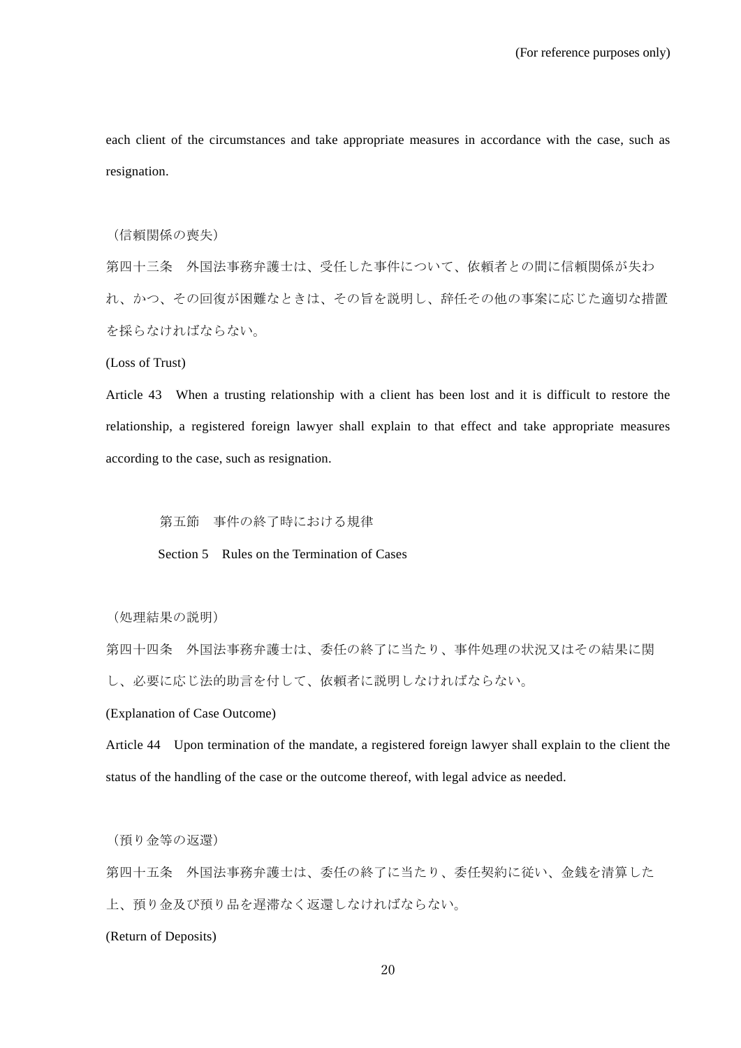each client of the circumstances and take appropriate measures in accordance with the case, such as resignation.

（信頼関係の喪失）

第四十三条　外国法事務弁護士は、受任した事件について、依頼者との間に信頼関係が失われ、かつ、その回復が困難なときは、その旨を説明し、辞任その他の事案に応じた適切な措置を採らなければならない。

(Loss of Trust)

Article 43　When a trusting relationship with a client has been lost and it is difficult to restore the relationship, a registered foreign lawyer shall explain to that effect and take appropriate measures according to the case, such as resignation.

## 第五節　事件の終了時における規律

## Section 5　Rules on the Termination of Cases

（処理結果の説明）

第四十四条　外国法事務弁護士は、委任の終了に当たり、事件処理の状況又はその結果に関し、必要に応じ法的助言を付して、依頼者に説明しなければならない。

(Explanation of Case Outcome)

Article 44　Upon termination of the mandate, a registered foreign lawyer shall explain to the client the status of the handling of the case or the outcome thereof, with legal advice as needed.

（預り金等の返還）

第四十五条　外国法事務弁護士は、委任の終了に当たり、委任契約に従い、金銭を清算した上、預り金及び預り品を遅滞なく返還しなければならない。

(Return of Deposits)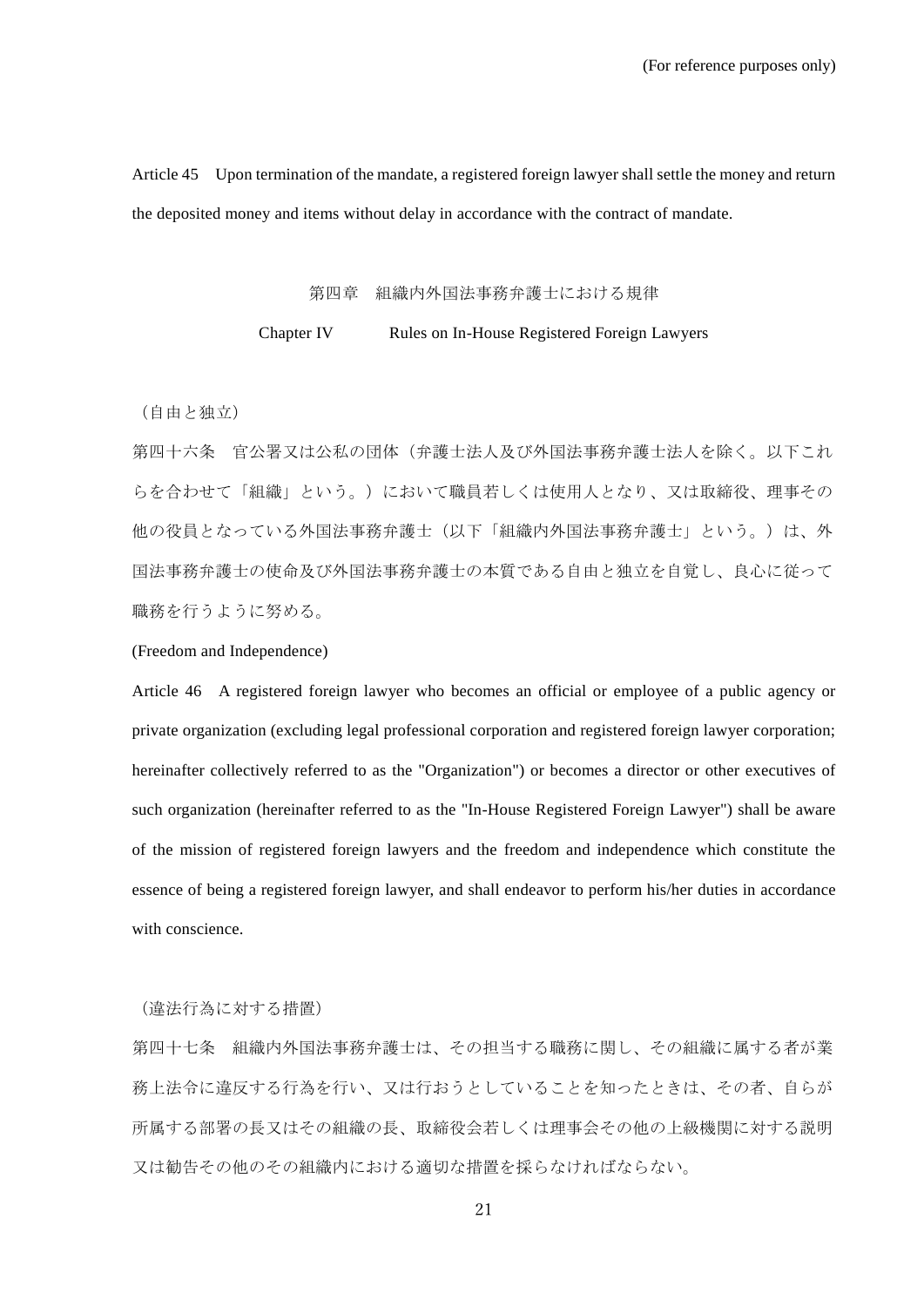Article 45　Upon termination of the mandate, a registered foreign lawyer shall settle the money and return the deposited money and items without delay in accordance with the contract of mandate.

## 第四章　組織内外国法事務弁護士における規律

## Chapter IV　Rules on In-House Registered Foreign Lawyers

（自由と独立）

第四十六条　官公署又は公私の団体（弁護士法人及び外国法事務弁護士法人を除く。以下これらを合わせて「組織」という。）において職員若しくは使用人となり、又は取締役、理事その他の役員となっている外国法事務弁護士（以下「組織内外国法事務弁護士」という。）は、外国法事務弁護士の使命及び外国法事務弁護士の本質である自由と独立を自覚し、良心に従って職務を行うように努める。

(Freedom and Independence)

Article 46　A registered foreign lawyer who becomes an official or employee of a public agency or private organization (excluding legal professional corporation and registered foreign lawyer corporation; hereinafter collectively referred to as the "Organization") or becomes a director or other executives of such organization (hereinafter referred to as the "In-House Registered Foreign Lawyer") shall be aware of the mission of registered foreign lawyers and the freedom and independence which constitute the essence of being a registered foreign lawyer, and shall endeavor to perform his/her duties in accordance with conscience.

（違法行為に対する措置）

第四十七条　組織内外国法事務弁護士は、その担当する職務に関し、その組織に属する者が業務上法令に違反する行為を行い、又は行おうとしていることを知ったときは、その者、自らが所属する部署の長又はその組織の長、取締役会若しくは理事会その他の上級機関に対する説明又は勧告その他のその組織内における適切な措置を採らなければならない。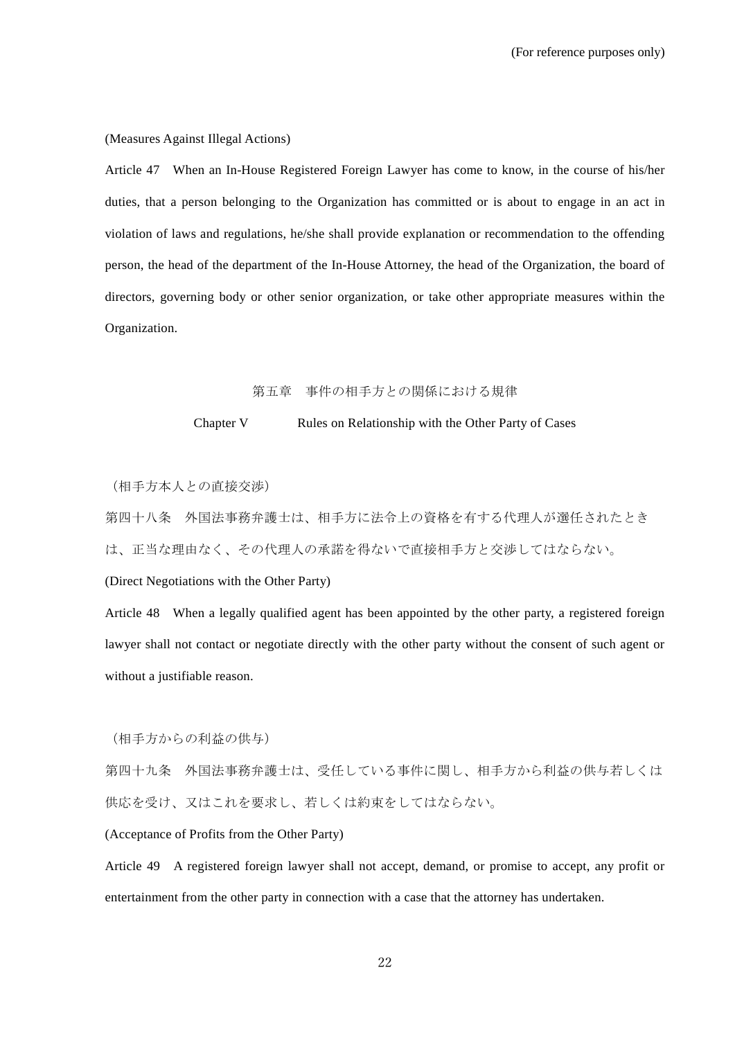(For reference purposes only)

(Measures Against Illegal Actions)

Article 47　When an In-House Registered Foreign Lawyer has come to know, in the course of his/her duties, that a person belonging to the Organization has committed or is about to engage in an act in violation of laws and regulations, he/she shall provide explanation or recommendation to the offending person, the head of the department of the In-House Attorney, the head of the Organization, the board of directors, governing body or other senior organization, or take other appropriate measures within the Organization.

## 第五章　事件の相手方との関係における規律

## Chapter V　Rules on Relationship with the Other Party of Cases

（相手方本人との直接交渉）

第四十八条　外国法事務弁護士は、相手方に法令上の資格を有する代理人が選任されたときは、正当な理由なく、その代理人の承諾を得ないで直接相手方と交渉してはならない。

(Direct Negotiations with the Other Party)

Article 48　When a legally qualified agent has been appointed by the other party, a registered foreign lawyer shall not contact or negotiate directly with the other party without the consent of such agent or without a justifiable reason.

（相手方からの利益の供与）

第四十九条　外国法事務弁護士は、受任している事件に関し、相手方から利益の供与若しくは供応を受け、又はこれを要求し、若しくは約束をしてはならない。

(Acceptance of Profits from the Other Party)

Article 49　A registered foreign lawyer shall not accept, demand, or promise to accept, any profit or entertainment from the other party in connection with a case that the attorney has undertaken.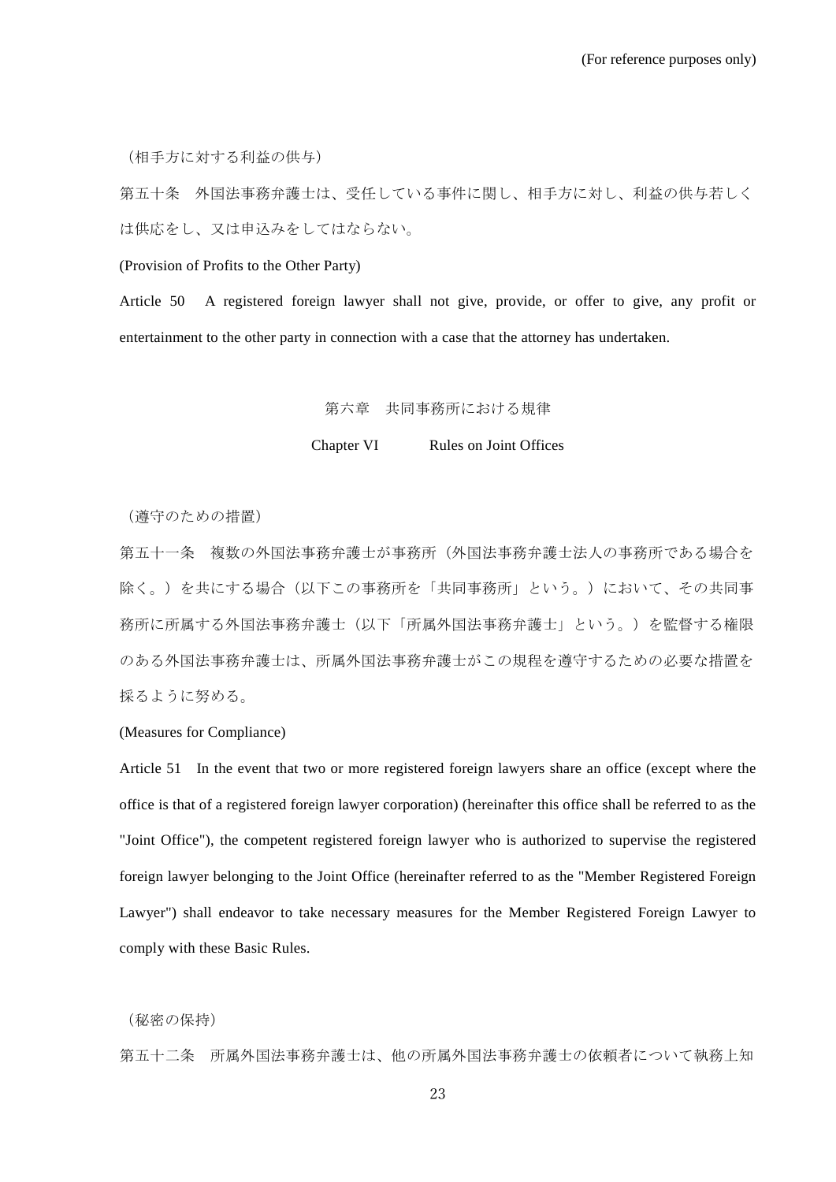（相手方に対する利益の供与）

第五十条　外国法事務弁護士は、受任している事件に関し、相手方に対し、利益の供与若しくは供応をし、又は申込みをしてはならない。

(Provision of Profits to the Other Party)

Article 50　A registered foreign lawyer shall not give, provide, or offer to give, any profit or entertainment to the other party in connection with a case that the attorney has undertaken.

## 第六章　共同事務所における規律

## Chapter VI　Rules on Joint Offices

（遵守のための措置）

第五十一条　複数の外国法事務弁護士が事務所（外国法事務弁護士法人の事務所である場合を除く。）を共にする場合（以下この事務所を「共同事務所」という。）において、その共同事務所に所属する外国法事務弁護士（以下「所属外国法事務弁護士」という。）を監督する権限のある外国法事務弁護士は、所属外国法事務弁護士がこの規程を遵守するための必要な措置を採るように努める。

(Measures for Compliance)

Article 51　In the event that two or more registered foreign lawyers share an office (except where the office is that of a registered foreign lawyer corporation) (hereinafter this office shall be referred to as the "Joint Office"), the competent registered foreign lawyer who is authorized to supervise the registered foreign lawyer belonging to the Joint Office (hereinafter referred to as the "Member Registered Foreign Lawyer") shall endeavor to take necessary measures for the Member Registered Foreign Lawyer to comply with these Basic Rules.

（秘密の保持）

第五十二条　所属外国法事務弁護士は、他の所属外国法事務弁護士の依頼者について執務上知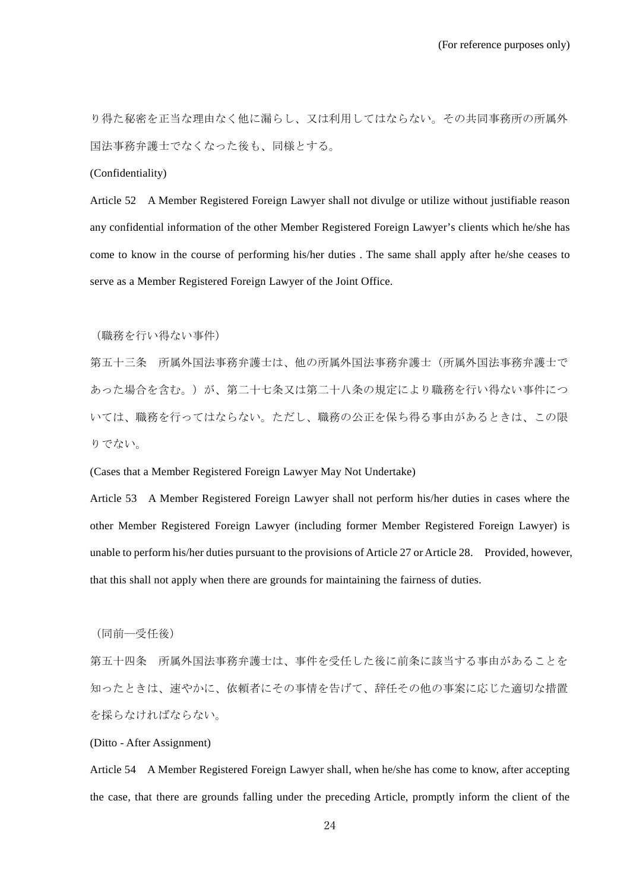り得た秘密を正当な理由なく他に漏らし、又は利用してはならない。その共同事務所の所属外国法事務弁護士でなくなった後も、同様とする。

(Confidentiality)

Article 52　A Member Registered Foreign Lawyer shall not divulge or utilize without justifiable reason any confidential information of the other Member Registered Foreign Lawyer's clients which he/she has come to know in the course of performing his/her duties . The same shall apply after he/she ceases to serve as a Member Registered Foreign Lawyer of the Joint Office.

（職務を行い得ない事件）

第五十三条　所属外国法事務弁護士は、他の所属外国法事務弁護士（所属外国法事務弁護士であった場合を含む。）が、第二十七条又は第二十八条の規定により職務を行い得ない事件については、職務を行ってはならない。ただし、職務の公正を保ち得る事由があるときは、この限りでない。

(Cases that a Member Registered Foreign Lawyer May Not Undertake)

Article 53　A Member Registered Foreign Lawyer shall not perform his/her duties in cases where the other Member Registered Foreign Lawyer (including former Member Registered Foreign Lawyer) is unable to perform his/her duties pursuant to the provisions of Article 27 or Article 28.　Provided, however, that this shall not apply when there are grounds for maintaining the fairness of duties.

（同前―受任後）

第五十四条　所属外国法事務弁護士は、事件を受任した後に前条に該当する事由があることを知ったときは、速やかに、依頼者にその事情を告げて、辞任その他の事案に応じた適切な措置を採らなければならない。

(Ditto - After Assignment)

Article 54　A Member Registered Foreign Lawyer shall, when he/she has come to know, after accepting the case, that there are grounds falling under the preceding Article, promptly inform the client of the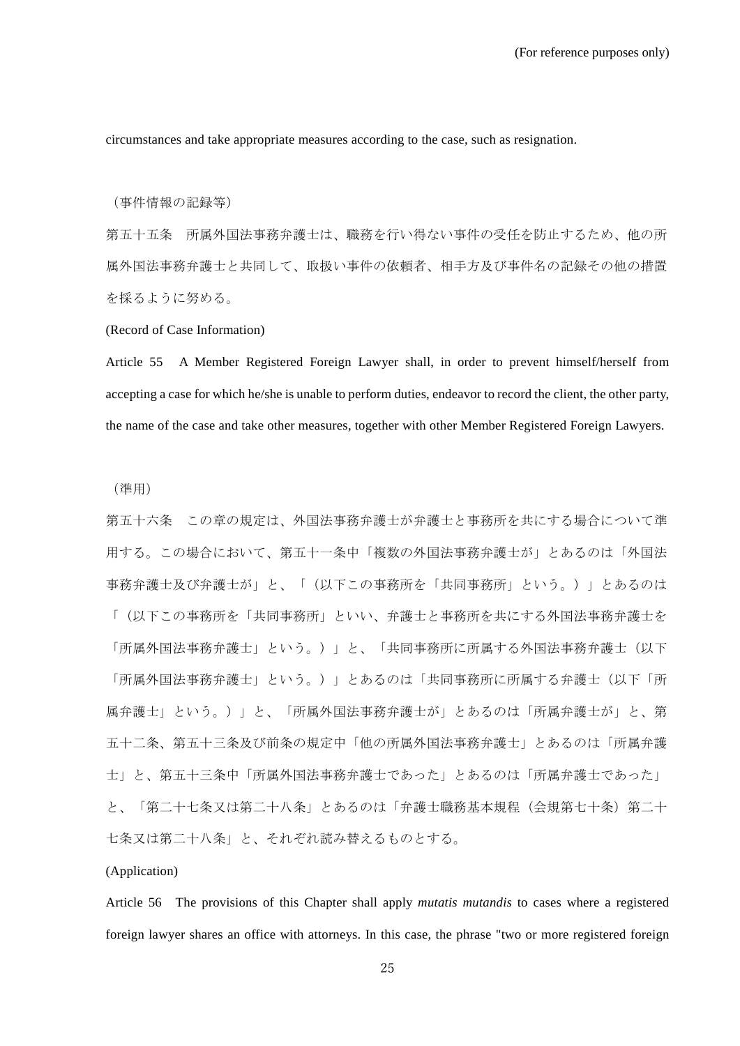circumstances and take appropriate measures according to the case, such as resignation.

（事件情報の記録等）

第五十五条　所属外国法事務弁護士は、職務を行い得ない事件の受任を防止するため、他の所属外国法事務弁護士と共同して、取扱い事件の依頼者、相手方及び事件名の記録その他の措置を採るように努める。

(Record of Case Information)

Article 55　A Member Registered Foreign Lawyer shall, in order to prevent himself/herself from accepting a case for which he/she is unable to perform duties, endeavor to record the client, the other party, the name of the case and take other measures, together with other Member Registered Foreign Lawyers.

（準用）

第五十六条　この章の規定は、外国法事務弁護士が弁護士と事務所を共にする場合について準用する。この場合において、第五十一条中「複数の外国法事務弁護士が」とあるのは「外国法事務弁護士及び弁護士が」と、「（以下この事務所を「共同事務所」という。）」とあるのは「（以下この事務所を「共同事務所」といい、弁護士と事務所を共にする外国法事務弁護士を「所属外国法事務弁護士」という。）」と、「共同事務所に所属する外国法事務弁護士（以下「所属外国法事務弁護士」という。）」とあるのは「共同事務所に所属する弁護士（以下「所属弁護士」という。）」と、「所属外国法事務弁護士が」とあるのは「所属弁護士が」と、第五十二条、第五十三条及び前条の規定中「他の所属外国法事務弁護士」とあるのは「所属弁護士」と、第五十三条中「所属外国法事務弁護士であった」とあるのは「所属弁護士であった」と、「第二十七条又は第二十八条」とあるのは「弁護士職務基本規程（会規第七十条）第二十七条又は第二十八条」と、それぞれ読み替えるものとする。

(Application)

Article 56　The provisions of this Chapter shall apply *mutatis mutandis* to cases where a registered foreign lawyer shares an office with attorneys. In this case, the phrase "two or more registered foreign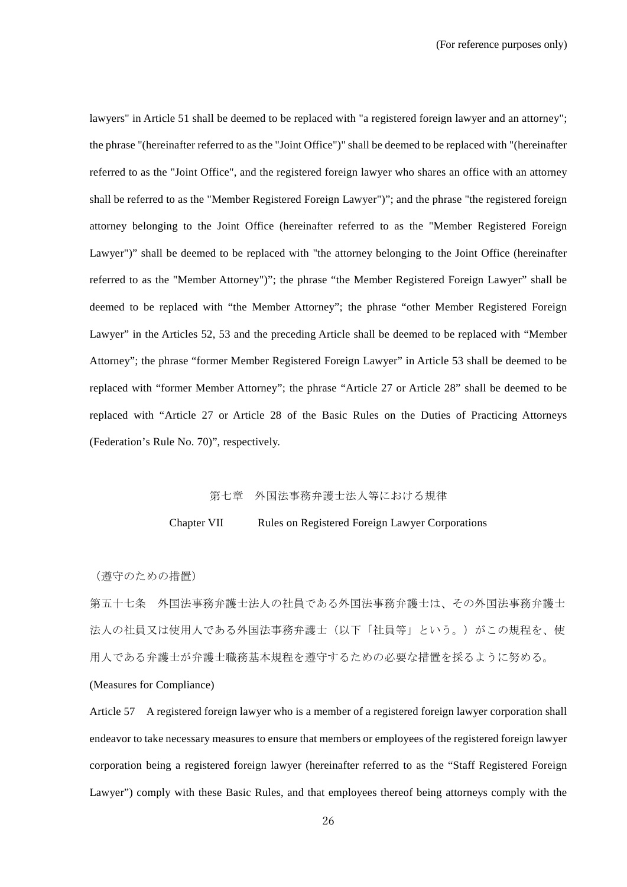lawyers" in Article 51 shall be deemed to be replaced with "a registered foreign lawyer and an attorney"; the phrase "(hereinafter referred to as the "Joint Office")" shall be deemed to be replaced with "(hereinafter referred to as the "Joint Office", and the registered foreign lawyer who shares an office with an attorney shall be referred to as the "Member Registered Foreign Lawyer")"; and the phrase "the registered foreign attorney belonging to the Joint Office (hereinafter referred to as the "Member Registered Foreign Lawyer")" shall be deemed to be replaced with "the attorney belonging to the Joint Office (hereinafter referred to as the "Member Attorney")"; the phrase "the Member Registered Foreign Lawyer" shall be deemed to be replaced with "the Member Attorney"; the phrase "other Member Registered Foreign Lawyer" in the Articles 52, 53 and the preceding Article shall be deemed to be replaced with "Member Attorney"; the phrase "former Member Registered Foreign Lawyer" in Article 53 shall be deemed to be replaced with "former Member Attorney"; the phrase "Article 27 or Article 28" shall be deemed to be replaced with "Article 27 or Article 28 of the Basic Rules on the Duties of Practicing Attorneys (Federation's Rule No. 70)", respectively.

## 第七章　外国法事務弁護士法人等における規律

## Chapter VII　Rules on Registered Foreign Lawyer Corporations

（遵守のための措置）

第五十七条　外国法事務弁護士法人の社員である外国法事務弁護士は、その外国法事務弁護士法人の社員又は使用人である外国法事務弁護士（以下「社員等」という。）がこの規程を、使用人である弁護士が弁護士職務基本規程を遵守するための必要な措置を採るように努める。

(Measures for Compliance)

Article 57　A registered foreign lawyer who is a member of a registered foreign lawyer corporation shall endeavor to take necessary measures to ensure that members or employees of the registered foreign lawyer corporation being a registered foreign lawyer (hereinafter referred to as the "Staff Registered Foreign Lawyer") comply with these Basic Rules, and that employees thereof being attorneys comply with the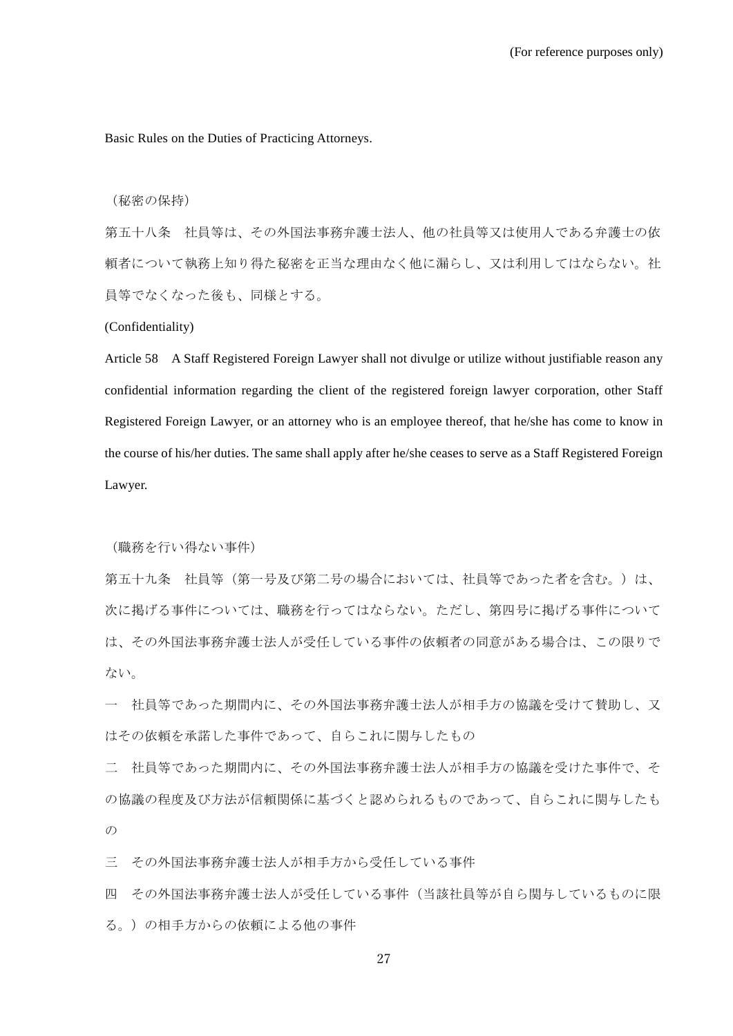Basic Rules on the Duties of Practicing Attorneys.

（秘密の保持）

第五十八条　社員等は、その外国法事務弁護士法人、他の社員等又は使用人である弁護士の依頼者について執務上知り得た秘密を正当な理由なく他に漏らし、又は利用してはならない。社員等でなくなった後も、同様とする。

(Confidentiality)

Article 58　A Staff Registered Foreign Lawyer shall not divulge or utilize without justifiable reason any confidential information regarding the client of the registered foreign lawyer corporation, other Staff Registered Foreign Lawyer, or an attorney who is an employee thereof, that he/she has come to know in the course of his/her duties. The same shall apply after he/she ceases to serve as a Staff Registered Foreign Lawyer.

（職務を行い得ない事件）

第五十九条　社員等（第一号及び第二号の場合においては、社員等であった者を含む。）は、次に掲げる事件については、職務を行ってはならない。ただし、第四号に掲げる事件については、その外国法事務弁護士法人が受任している事件の依頼者の同意がある場合は、この限りでない。

一　社員等であった期間内に、その外国法事務弁護士法人が相手方の協議を受けて賛助し、又はその依頼を承諾した事件であって、自らこれに関与したもの

二　社員等であった期間内に、その外国法事務弁護士法人が相手方の協議を受けた事件で、その協議の程度及び方法が信頼関係に基づくと認められるものであって、自らこれに関与したもの

三　その外国法事務弁護士法人が相手方から受任している事件

四　その外国法事務弁護士法人が受任している事件（当該社員等が自ら関与しているものに限る。）の相手方からの依頼による他の事件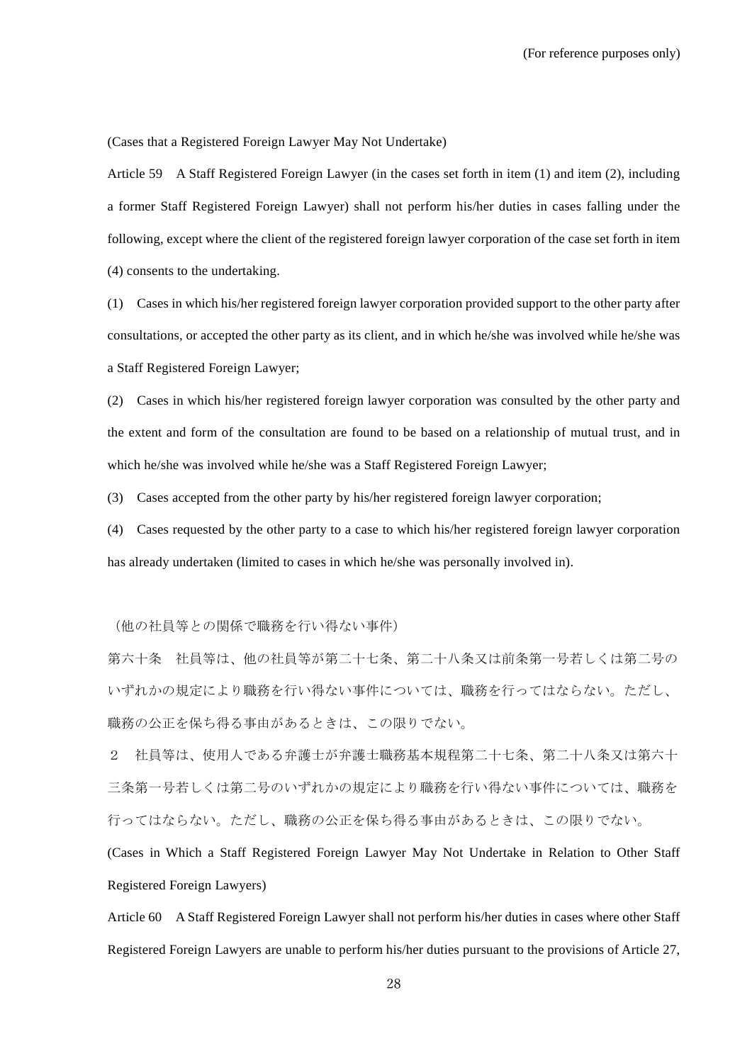(For reference purposes only)

(Cases that a Registered Foreign Lawyer May Not Undertake)

Article 59　A Staff Registered Foreign Lawyer (in the cases set forth in item (1) and item (2), including a former Staff Registered Foreign Lawyer) shall not perform his/her duties in cases falling under the following, except where the client of the registered foreign lawyer corporation of the case set forth in item (4) consents to the undertaking.

(1)　Cases in which his/her registered foreign lawyer corporation provided support to the other party after consultations, or accepted the other party as its client, and in which he/she was involved while he/she was a Staff Registered Foreign Lawyer;

(2)　Cases in which his/her registered foreign lawyer corporation was consulted by the other party and the extent and form of the consultation are found to be based on a relationship of mutual trust, and in which he/she was involved while he/she was a Staff Registered Foreign Lawyer;

(3)　Cases accepted from the other party by his/her registered foreign lawyer corporation;

(4)　Cases requested by the other party to a case to which his/her registered foreign lawyer corporation has already undertaken (limited to cases in which he/she was personally involved in).

（他の社員等との関係で職務を行い得ない事件）

第六十条　社員等は、他の社員等が第二十七条、第二十八条又は前条第一号若しくは第二号のいずれかの規定により職務を行い得ない事件については、職務を行ってはならない。ただし、職務の公正を保ち得る事由があるときは、この限りでない。

２　社員等は、使用人である弁護士が弁護士職務基本規程第二十七条、第二十八条又は第六十三条第一号若しくは第二号のいずれかの規定により職務を行い得ない事件については、職務を行ってはならない。ただし、職務の公正を保ち得る事由があるときは、この限りでない。

(Cases in Which a Staff Registered Foreign Lawyer May Not Undertake in Relation to Other Staff Registered Foreign Lawyers)

Article 60　A Staff Registered Foreign Lawyer shall not perform his/her duties in cases where other Staff Registered Foreign Lawyers are unable to perform his/her duties pursuant to the provisions of Article 27,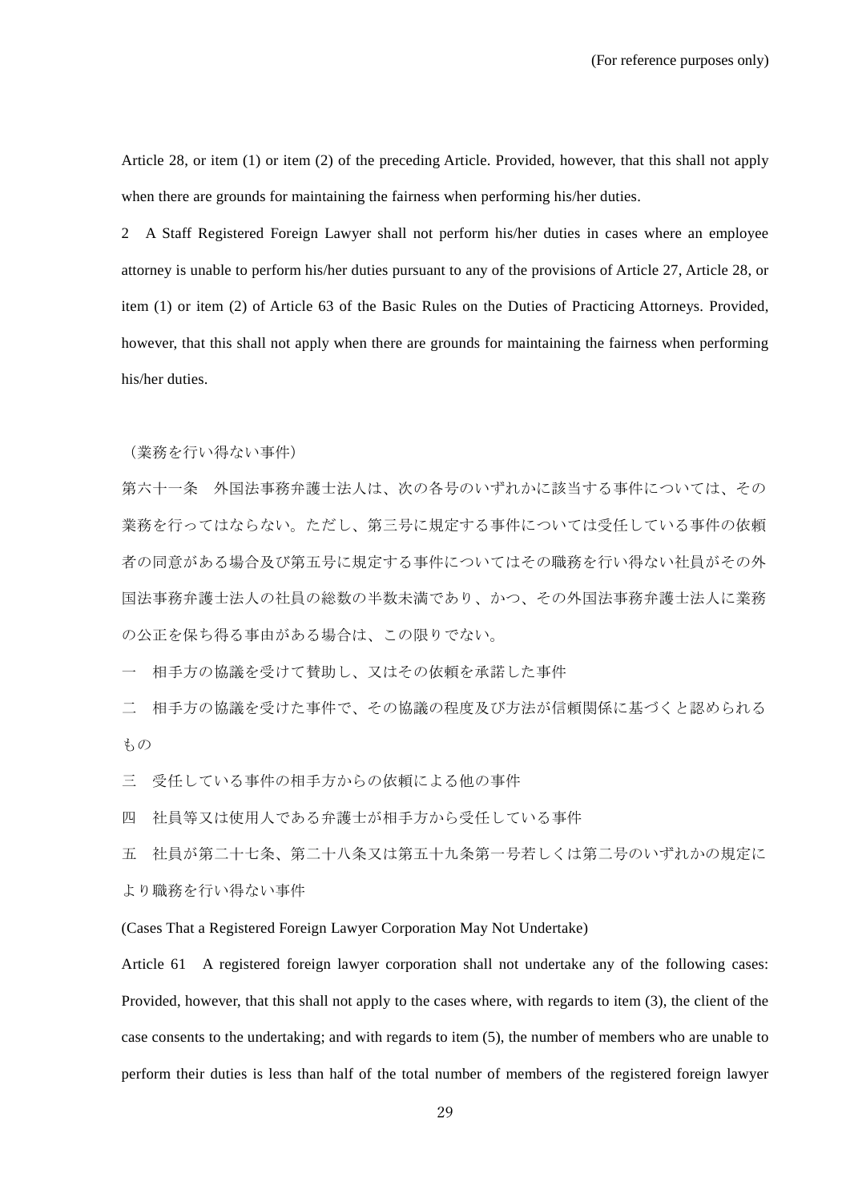Article 28, or item (1) or item (2) of the preceding Article. Provided, however, that this shall not apply when there are grounds for maintaining the fairness when performing his/her duties.

2　A Staff Registered Foreign Lawyer shall not perform his/her duties in cases where an employee attorney is unable to perform his/her duties pursuant to any of the provisions of Article 27, Article 28, or item (1) or item (2) of Article 63 of the Basic Rules on the Duties of Practicing Attorneys. Provided, however, that this shall not apply when there are grounds for maintaining the fairness when performing his/her duties.

（業務を行い得ない事件）

第六十一条　外国法事務弁護士法人は、次の各号のいずれかに該当する事件については、その業務を行ってはならない。ただし、第三号に規定する事件については受任している事件の依頼者の同意がある場合及び第五号に規定する事件についてはその職務を行い得ない社員がその外国法事務弁護士法人の社員の総数の半数未満であり、かつ、その外国法事務弁護士法人に業務の公正を保ち得る事由がある場合は、この限りでない。

一　相手方の協議を受けて賛助し、又はその依頼を承諾した事件

二　相手方の協議を受けた事件で、その協議の程度及び方法が信頼関係に基づくと認められるもの

三　受任している事件の相手方からの依頼による他の事件

四　社員等又は使用人である弁護士が相手方から受任している事件

五　社員が第二十七条、第二十八条又は第五十九条第一号若しくは第二号のいずれかの規定により職務を行い得ない事件

(Cases That a Registered Foreign Lawyer Corporation May Not Undertake)

Article 61　A registered foreign lawyer corporation shall not undertake any of the following cases: Provided, however, that this shall not apply to the cases where, with regards to item (3), the client of the case consents to the undertaking; and with regards to item (5), the number of members who are unable to perform their duties is less than half of the total number of members of the registered foreign lawyer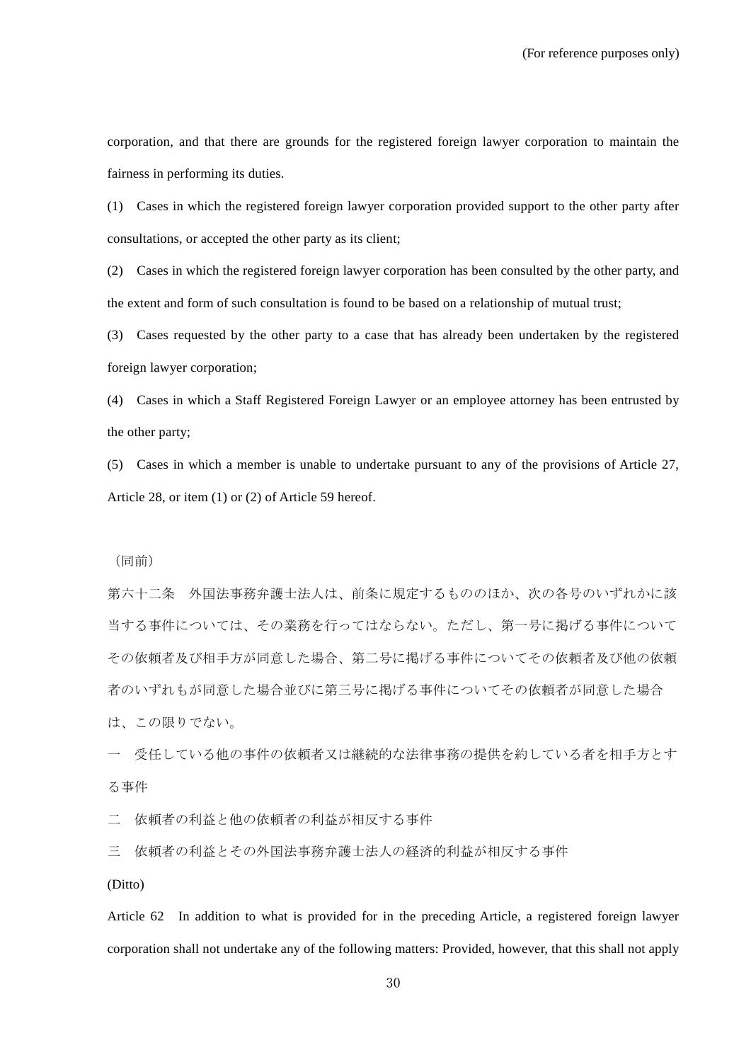corporation, and that there are grounds for the registered foreign lawyer corporation to maintain the fairness in performing its duties.

(1)　Cases in which the registered foreign lawyer corporation provided support to the other party after consultations, or accepted the other party as its client;

(2)　Cases in which the registered foreign lawyer corporation has been consulted by the other party, and the extent and form of such consultation is found to be based on a relationship of mutual trust;

(3)　Cases requested by the other party to a case that has already been undertaken by the registered foreign lawyer corporation;

(4)　Cases in which a Staff Registered Foreign Lawyer or an employee attorney has been entrusted by the other party;

(5)　Cases in which a member is unable to undertake pursuant to any of the provisions of Article 27, Article 28, or item (1) or (2) of Article 59 hereof.

（同前）

第六十二条　外国法事務弁護士法人は、前条に規定するもののほか、次の各号のいずれかに該当する事件については、その業務を行ってはならない。ただし、第一号に掲げる事件についてその依頼者及び相手方が同意した場合、第二号に掲げる事件についてその依頼者及び他の依頼者のいずれもが同意した場合並びに第三号に掲げる事件についてその依頼者が同意した場合は、この限りでない。

一　受任している他の事件の依頼者又は継続的な法律事務の提供を約している者を相手方とする事件

二　依頼者の利益と他の依頼者の利益が相反する事件

三　依頼者の利益とその外国法事務弁護士法人の経済的利益が相反する事件

(Ditto)

Article 62　In addition to what is provided for in the preceding Article, a registered foreign lawyer corporation shall not undertake any of the following matters: Provided, however, that this shall not apply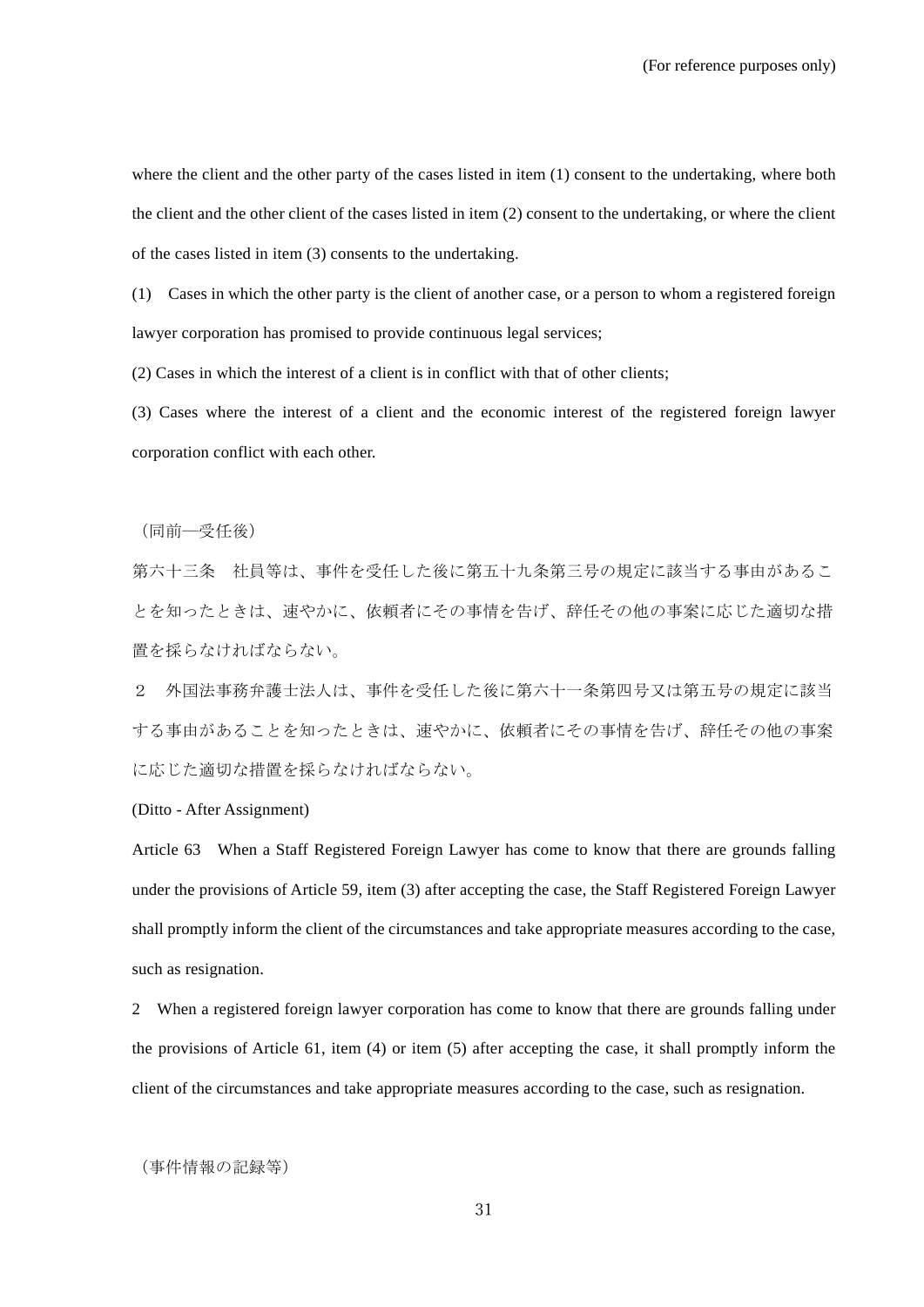where the client and the other party of the cases listed in item (1) consent to the undertaking, where both the client and the other client of the cases listed in item (2) consent to the undertaking, or where the client of the cases listed in item (3) consents to the undertaking.

(1) Cases in which the other party is the client of another case, or a person to whom a registered foreign lawyer corporation has promised to provide continuous legal services;

(2) Cases in which the interest of a client is in conflict with that of other clients;

(3) Cases where the interest of a client and the economic interest of the registered foreign lawyer corporation conflict with each other.

（同前―受任後）

第六十三条　社員等は、事件を受任した後に第五十九条第三号の規定に該当する事由があることを知ったときは、速やかに、依頼者にその事情を告げ、辞任その他の事案に応じた適切な措置を採らなければならない。

２　外国法事務弁護士法人は、事件を受任した後に第六十一条第四号又は第五号の規定に該当する事由があることを知ったときは、速やかに、依頼者にその事情を告げ、辞任その他の事案に応じた適切な措置を採らなければならない。

(Ditto - After Assignment)

Article 63　When a Staff Registered Foreign Lawyer has come to know that there are grounds falling under the provisions of Article 59, item (3) after accepting the case, the Staff Registered Foreign Lawyer shall promptly inform the client of the circumstances and take appropriate measures according to the case, such as resignation.

2　When a registered foreign lawyer corporation has come to know that there are grounds falling under the provisions of Article 61, item (4) or item (5) after accepting the case, it shall promptly inform the client of the circumstances and take appropriate measures according to the case, such as resignation.

（事件情報の記録等）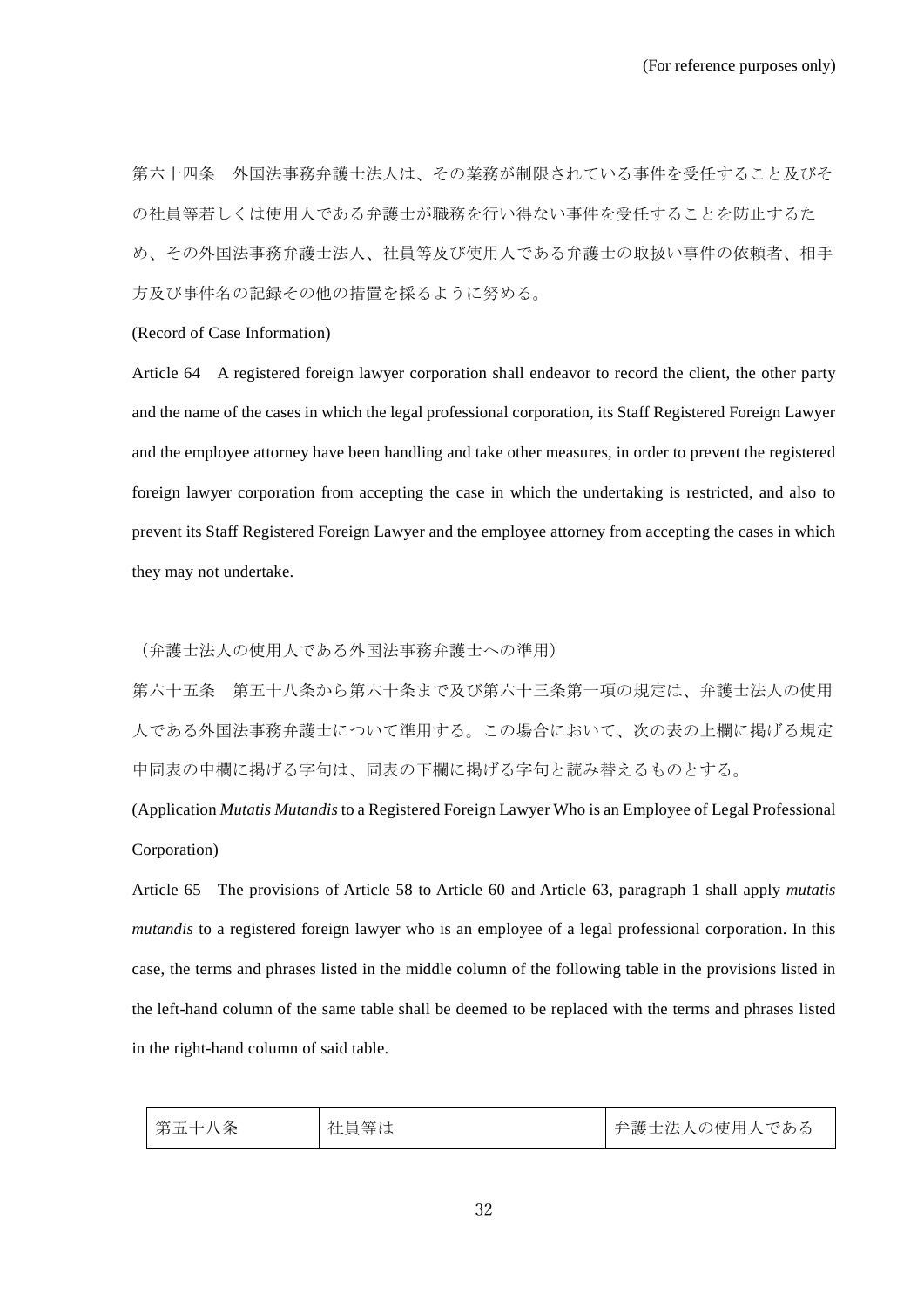(For reference purposes only)

第六十四条　外国法事務弁護士法人は、その業務が制限されている事件を受任すること及びその社員等若しくは使用人である弁護士が職務を行い得ない事件を受任することを防止するため、その外国法事務弁護士法人、社員等及び使用人である弁護士の取扱い事件の依頼者、相手方及び事件名の記録その他の措置を採るように努める。

(Record of Case Information)

Article 64　A registered foreign lawyer corporation shall endeavor to record the client, the other party and the name of the cases in which the legal professional corporation, its Staff Registered Foreign Lawyer and the employee attorney have been handling and take other measures, in order to prevent the registered foreign lawyer corporation from accepting the case in which the undertaking is restricted, and also to prevent its Staff Registered Foreign Lawyer and the employee attorney from accepting the cases in which they may not undertake.

（弁護士法人の使用人である外国法事務弁護士への準用）

第六十五条　第五十八条から第六十条まで及び第六十三条第一項の規定は、弁護士法人の使用人である外国法事務弁護士について準用する。この場合において、次の表の上欄に掲げる規定中同表の中欄に掲げる字句は、同表の下欄に掲げる字句と読み替えるものとする。

(Application *Mutatis Mutandis* to a Registered Foreign Lawyer Who is an Employee of Legal Professional Corporation)

Article 65　The provisions of Article 58 to Article 60 and Article 63, paragraph 1 shall apply *mutatis mutandis* to a registered foreign lawyer who is an employee of a legal professional corporation. In this case, the terms and phrases listed in the middle column of the following table in the provisions listed in the left-hand column of the same table shall be deemed to be replaced with the terms and phrases listed in the right-hand column of said table.

| 第五十八条 | 社員等は | 弁護士法人の使用人である |
|---|---|---|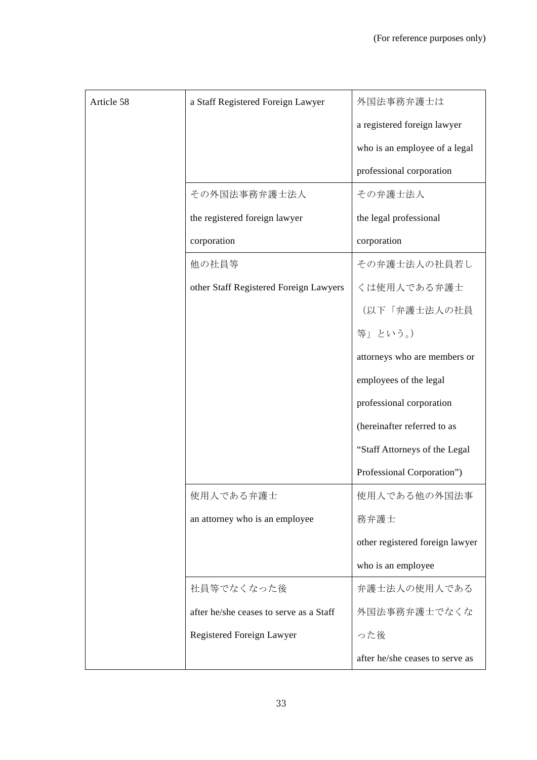(For reference purposes only)

| Article 58 | a Staff Registered Foreign Lawyer | 外国法事務弁護士は<br>a registered foreign lawyer who is an employee of a legal professional corporation |
|---|---|---|
| | その外国法事務弁護士法人<br>the registered foreign lawyer corporation | その弁護士法人<br>the legal professional corporation |
| | 他の社員等<br>other Staff Registered Foreign Lawyers | その弁護士法人の社員若しくは使用人である弁護士（以下「弁護士法人の社員等」という。）<br>attorneys who are members or employees of the legal professional corporation (hereinafter referred to as “Staff Attorneys of the Legal Professional Corporation”) |
| | 使用人である弁護士<br>an attorney who is an employee | 使用人である他の外国法事務弁護士<br>other registered foreign lawyer who is an employee |
| | 社員等でなくなった後<br>after he/she ceases to serve as a Staff Registered Foreign Lawyer | 弁護士法人の使用人である外国法事務弁護士でなくなった後<br>after he/she ceases to serve as |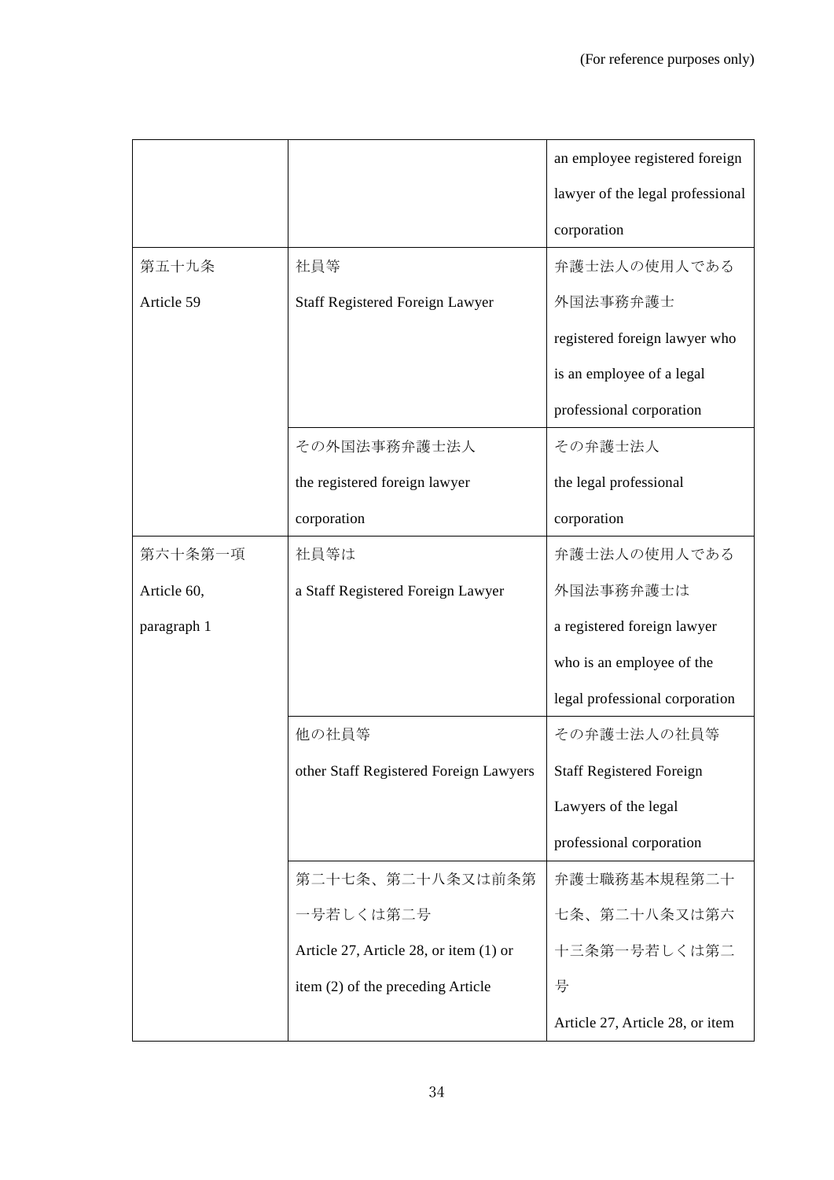| | | |
|---|---|---|
| | | an employee registered foreign lawyer of the legal professional corporation |
| 第五十九条<br>Article 59 | 社員等<br>Staff Registered Foreign Lawyer | 弁護士法人の使用人である外国法事務弁護士<br>registered foreign lawyer who is an employee of a legal professional corporation |
| | その外国法事務弁護士法人<br>the registered foreign lawyer corporation | その弁護士法人<br>the legal professional corporation |
| 第六十条第一項<br>Article 60, paragraph 1 | 社員等は<br>a Staff Registered Foreign Lawyer | 弁護士法人の使用人である外国法事務弁護士は<br>a registered foreign lawyer who is an employee of the legal professional corporation |
| | 他の社員等<br>other Staff Registered Foreign Lawyers | その弁護士法人の社員等<br>Staff Registered Foreign Lawyers of the legal professional corporation |
| | 第二十七条、第二十八条又は前条第一号若しくは第二号<br>Article 27, Article 28, or item (1) or item (2) of the preceding Article | 弁護士職務基本規程第二十七条、第二十八条又は第六十三条第一号若しくは第二号<br>Article 27, Article 28, or item |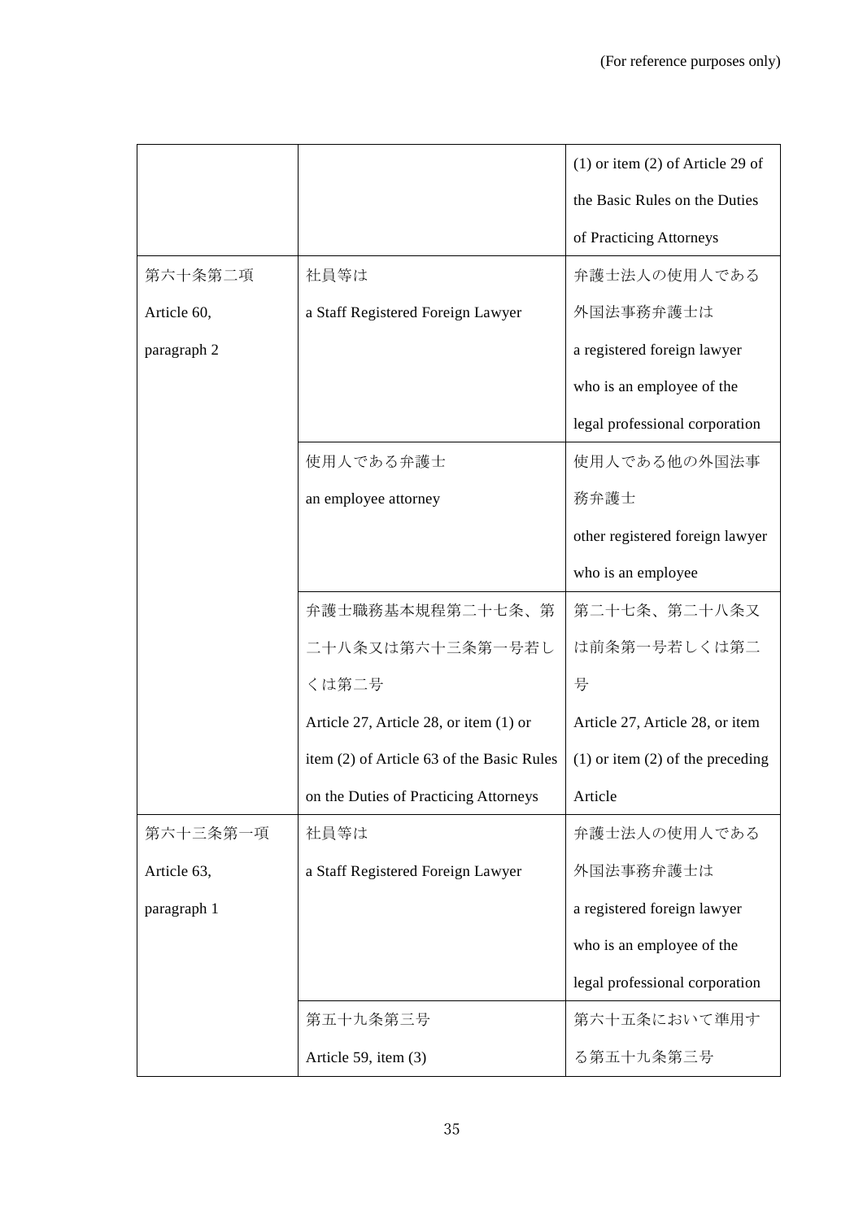(For reference purposes only)

| | | |
|---|---|---|
| | | (1) or item (2) of Article 29 of the Basic Rules on the Duties of Practicing Attorneys |
| 第六十条第二項<br>Article 60, paragraph 2 | 社員等は<br>a Staff Registered Foreign Lawyer | 弁護士法人の使用人である外国法事務弁護士は<br>a registered foreign lawyer who is an employee of the legal professional corporation |
| | 使用人である弁護士<br>an employee attorney | 使用人である他の外国法事務弁護士<br>other registered foreign lawyer who is an employee |
| | 弁護士職務基本規程第二十七条、第二十八条又は第六十三条第一号若しくは第二号<br>Article 27, Article 28, or item (1) or item (2) of Article 63 of the Basic Rules on the Duties of Practicing Attorneys | 第二十七条、第二十八条又は前条第一号若しくは第二号<br>Article 27, Article 28, or item (1) or item (2) of the preceding Article |
| 第六十三条第一項<br>Article 63, paragraph 1 | 社員等は<br>a Staff Registered Foreign Lawyer | 弁護士法人の使用人である外国法事務弁護士は<br>a registered foreign lawyer who is an employee of the legal professional corporation |
| | 第五十九条第三号<br>Article 59, item (3) | 第六十五条において準用する第五十九条第三号 |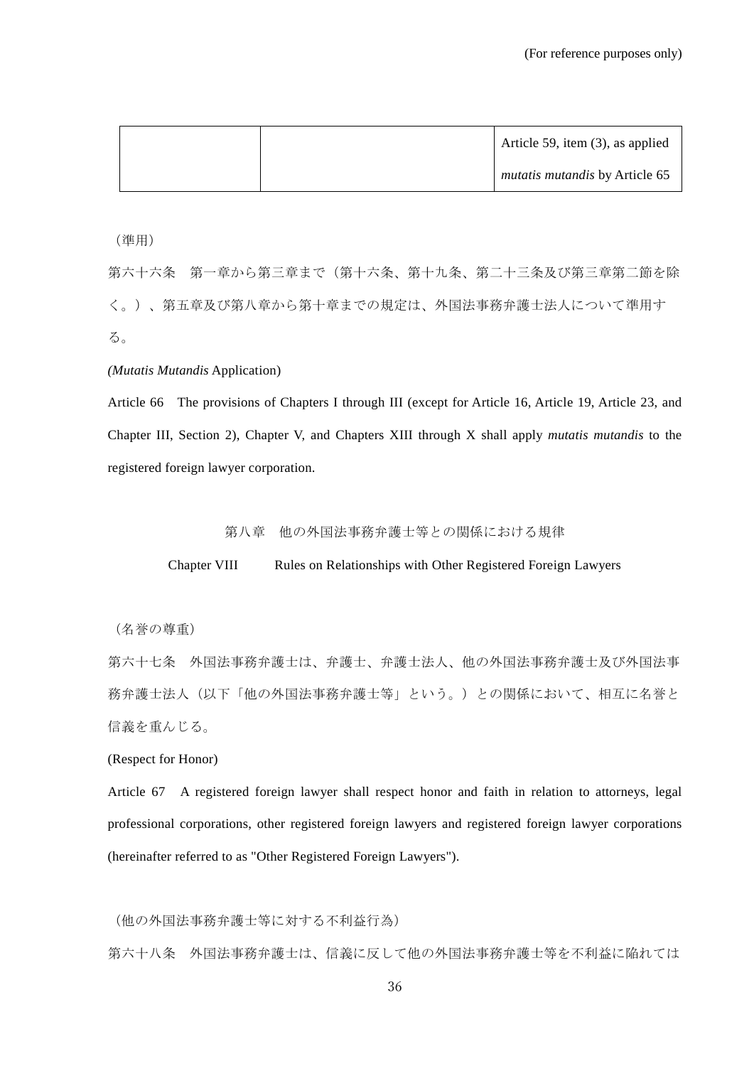| | | Article 59, item (3), as applied *mutatis mutandis* by Article 65 |
|---|---|---|

（準用）

第六十六条　第一章から第三章まで（第十六条、第十九条、第二十三条及び第三章第二節を除く。）、第五章及び第八章から第十章までの規定は、外国法事務弁護士法人について準用する。

*(Mutatis Mutandis* Application)

Article 66　The provisions of Chapters I through III (except for Article 16, Article 19, Article 23, and Chapter III, Section 2), Chapter V, and Chapters XIII through X shall apply *mutatis mutandis* to the registered foreign lawyer corporation.

## 第八章　他の外国法事務弁護士等との関係における規律

## Chapter VIII　Rules on Relationships with Other Registered Foreign Lawyers

（名誉の尊重）

第六十七条　外国法事務弁護士は、弁護士、弁護士法人、他の外国法事務弁護士及び外国法事務弁護士法人（以下「他の外国法事務弁護士等」という。）との関係において、相互に名誉と信義を重んじる。

(Respect for Honor)

Article 67　A registered foreign lawyer shall respect honor and faith in relation to attorneys, legal professional corporations, other registered foreign lawyers and registered foreign lawyer corporations (hereinafter referred to as "Other Registered Foreign Lawyers").

（他の外国法事務弁護士等に対する不利益行為）

第六十八条　外国法事務弁護士は、信義に反して他の外国法事務弁護士等を不利益に陥れては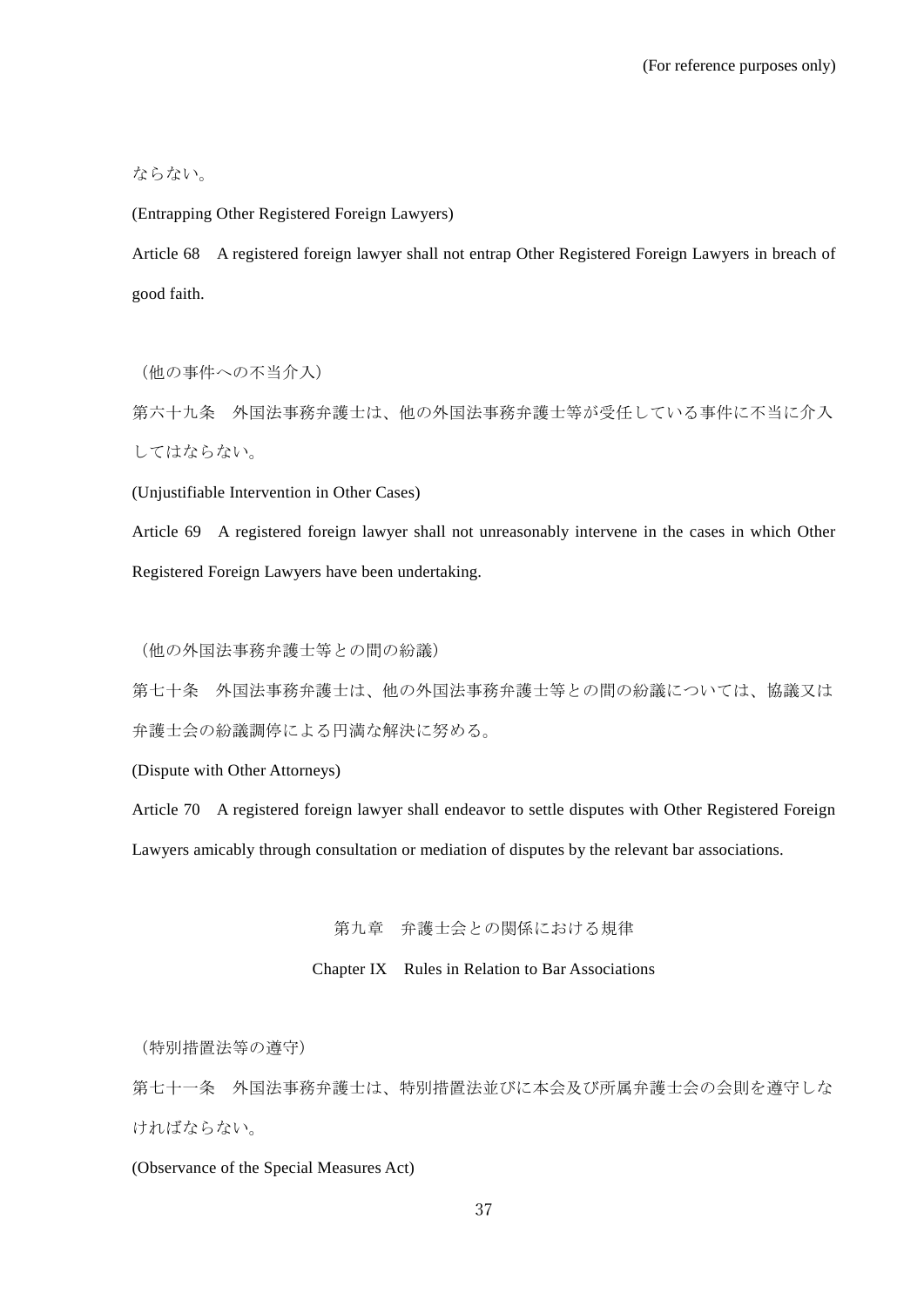ならない。

(Entrapping Other Registered Foreign Lawyers)

Article 68　A registered foreign lawyer shall not entrap Other Registered Foreign Lawyers in breach of good faith.

（他の事件への不当介入）

第六十九条　外国法事務弁護士は、他の外国法事務弁護士等が受任している事件に不当に介入してはならない。

(Unjustifiable Intervention in Other Cases)

Article 69　A registered foreign lawyer shall not unreasonably intervene in the cases in which Other Registered Foreign Lawyers have been undertaking.

（他の外国法事務弁護士等との間の紛議）

第七十条　外国法事務弁護士は、他の外国法事務弁護士等との間の紛議については、協議又は弁護士会の紛議調停による円満な解決に努める。

(Dispute with Other Attorneys)

Article 70　A registered foreign lawyer shall endeavor to settle disputes with Other Registered Foreign Lawyers amicably through consultation or mediation of disputes by the relevant bar associations.

## 第九章　弁護士会との関係における規律

## Chapter IX　Rules in Relation to Bar Associations

（特別措置法等の遵守）

第七十一条　外国法事務弁護士は、特別措置法並びに本会及び所属弁護士会の会則を遵守しなければならない。

(Observance of the Special Measures Act)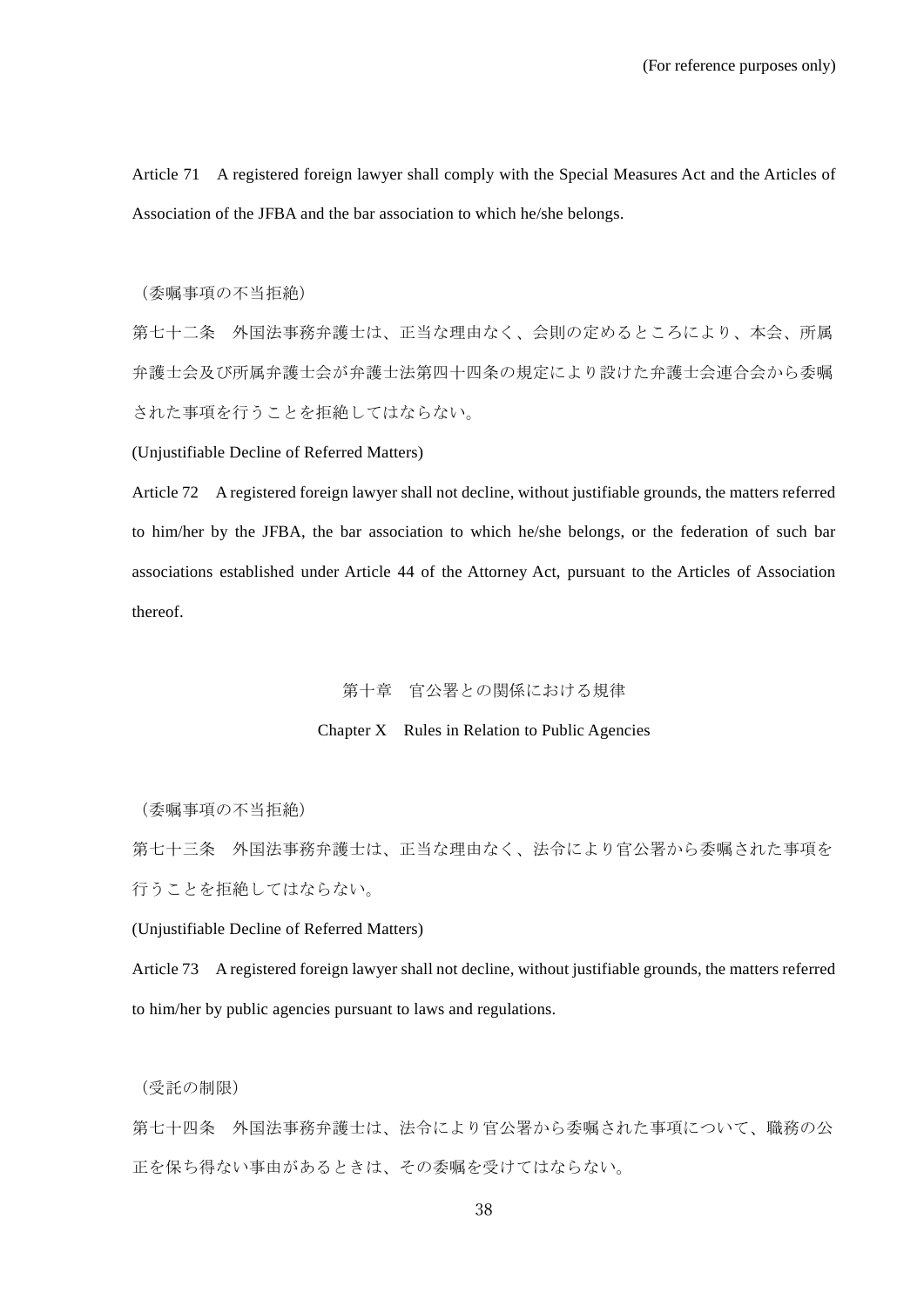Article 71　A registered foreign lawyer shall comply with the Special Measures Act and the Articles of Association of the JFBA and the bar association to which he/she belongs.

（委嘱事項の不当拒絶）

第七十二条　外国法事務弁護士は、正当な理由なく、会則の定めるところにより、本会、所属弁護士会及び所属弁護士会が弁護士法第四十四条の規定により設けた弁護士会連合会から委嘱された事項を行うことを拒絶してはならない。

(Unjustifiable Decline of Referred Matters)

Article 72　A registered foreign lawyer shall not decline, without justifiable grounds, the matters referred to him/her by the JFBA, the bar association to which he/she belongs, or the federation of such bar associations established under Article 44 of the Attorney Act, pursuant to the Articles of Association thereof.

## 第十章　官公署との関係における規律

## Chapter X　Rules in Relation to Public Agencies

（委嘱事項の不当拒絶）

第七十三条　外国法事務弁護士は、正当な理由なく、法令により官公署から委嘱された事項を行うことを拒絶してはならない。

(Unjustifiable Decline of Referred Matters)

Article 73　A registered foreign lawyer shall not decline, without justifiable grounds, the matters referred to him/her by public agencies pursuant to laws and regulations.

（受託の制限）

第七十四条　外国法事務弁護士は、法令により官公署から委嘱された事項について、職務の公正を保ち得ない事由があるときは、その委嘱を受けてはならない。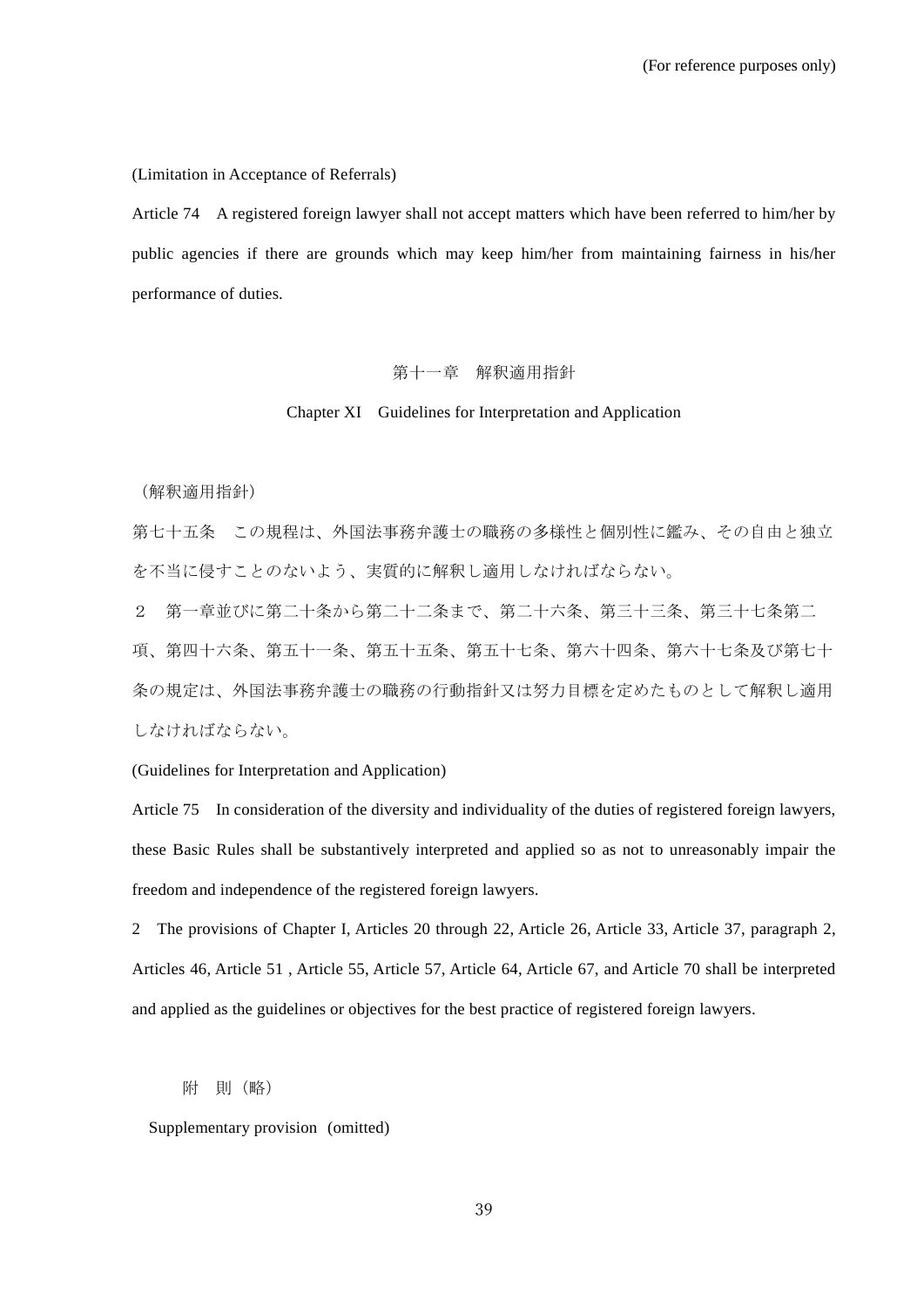(For reference purposes only)

(Limitation in Acceptance of Referrals)

Article 74　A registered foreign lawyer shall not accept matters which have been referred to him/her by public agencies if there are grounds which may keep him/her from maintaining fairness in his/her performance of duties.

## 第十一章　解釈適用指針

## Chapter XI　Guidelines for Interpretation and Application

（解釈適用指針）

第七十五条　この規程は、外国法事務弁護士の職務の多様性と個別性に鑑み、その自由と独立を不当に侵すことのないよう、実質的に解釈し適用しなければならない。

２　第一章並びに第二十条から第二十二条まで、第二十六条、第三十三条、第三十七条第二項、第四十六条、第五十一条、第五十五条、第五十七条、第六十四条、第六十七条及び第七十条の規定は、外国法事務弁護士の職務の行動指針又は努力目標を定めたものとして解釈し適用しなければならない。

(Guidelines for Interpretation and Application)

Article 75　In consideration of the diversity and individuality of the duties of registered foreign lawyers, these Basic Rules shall be substantively interpreted and applied so as not to unreasonably impair the freedom and independence of the registered foreign lawyers.

2　The provisions of Chapter I, Articles 20 through 22, Article 26, Article 33, Article 37, paragraph 2, Articles 46, Article 51 , Article 55, Article 57, Article 64, Article 67, and Article 70 shall be interpreted and applied as the guidelines or objectives for the best practice of registered foreign lawyers.

附　則（略）

Supplementary provision（omitted)